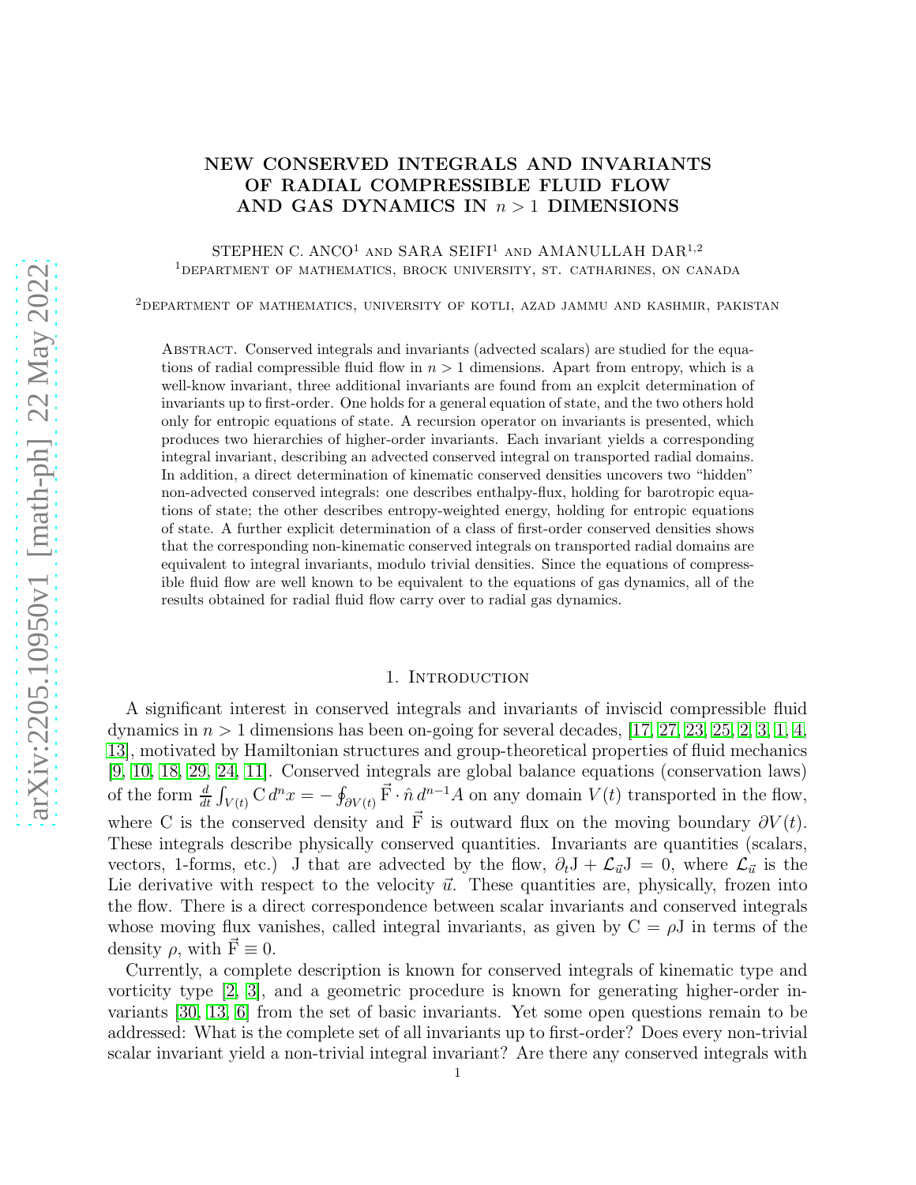# NEW CONSERVED INTEGRALS AND INVARIANTS OF RADIAL COMPRESSIBLE FLUID FLOW AND GAS DYNAMICS IN $n > 1$ DIMENSIONS

STEPHEN C. ANCO[1] AND SARA SEIFI[1] AND AMANULLAH DAR[1,2]

[1]DEPARTMENT OF MATHEMATICS, BROCK UNIVERSITY, ST. CATHARINES, ON CANADA

[2]DEPARTMENT OF MATHEMATICS, UNIVERSITY OF KOTLI, AZAD JAMMU AND KASHMIR, PAKISTAN

Abstract. Conserved integrals and invariants (advected scalars) are studied for the equations of radial compressible fluid flow in $n > 1$ dimensions. Apart from entropy, which is a well-know invariant, three additional invariants are found from an explcit determination of invariants up to first-order. One holds for a general equation of state, and the two others hold only for entropic equations of state. A recursion operator on invariants is presented, which produces two hierarchies of higher-order invariants. Each invariant yields a corresponding integral invariant, describing an advected conserved integral on transported radial domains. In addition, a direct determination of kinematic conserved densities uncovers two "hidden" non-advected conserved integrals: one describes enthalpy-flux, holding for barotropic equations of state; the other describes entropy-weighted energy, holding for entropic equations of state. A further explicit determination of a class of first-order conserved densities shows that the corresponding non-kinematic conserved integrals on transported radial domains are equivalent to integral invariants, modulo trivial densities. Since the equations of compressible fluid flow are well known to be equivalent to the equations of gas dynamics, all of the results obtained for radial fluid flow carry over to radial gas dynamics.

## 1. Introduction

A significant interest in conserved integrals and invariants of inviscid compressible fluid dynamics in $n > 1$ dimensions has been on-going for several decades, [17, 27, 23, 25, 2, 3, 1, 4, 13], motivated by Hamiltonian structures and group-theoretical properties of fluid mechanics [9, 10, 18, 29, 24, 11]. Conserved integrals are global balance equations (conservation laws) of the form $\frac{d}{dt}\int_{V(t)} \mathrm{C}\, d^n x = -\oint_{\partial V(t)} \vec{\mathrm{F}}\cdot\hat{n}\, d^{n-1}A$ on any domain $V(t)$ transported in the flow, where C is the conserved density and $\vec{\mathrm{F}}$ is outward flux on the moving boundary $\partial V(t)$. These integrals describe physically conserved quantities. Invariants are quantities (scalars, vectors, 1-forms, etc.) J that are advected by the flow, $\partial_t \mathrm{J} + \mathcal{L}_{\vec{u}}\mathrm{J} = 0$, where $\mathcal{L}_{\vec{u}}$ is the Lie derivative with respect to the velocity $\vec{u}$. These quantities are, physically, frozen into the flow. There is a direct correspondence between scalar invariants and conserved integrals whose moving flux vanishes, called integral invariants, as given by $\mathrm{C} = \rho\mathrm{J}$ in terms of the density $\rho$, with $\vec{\mathrm{F}} \equiv 0$.

Currently, a complete description is known for conserved integrals of kinematic type and vorticity type [2, 3], and a geometric procedure is known for generating higher-order invariants [30, 13, 6] from the set of basic invariants. Yet some open questions remain to be addressed: What is the complete set of all invariants up to first-order? Does every non-trivial scalar invariant yield a non-trivial integral invariant? Are there any conserved integrals with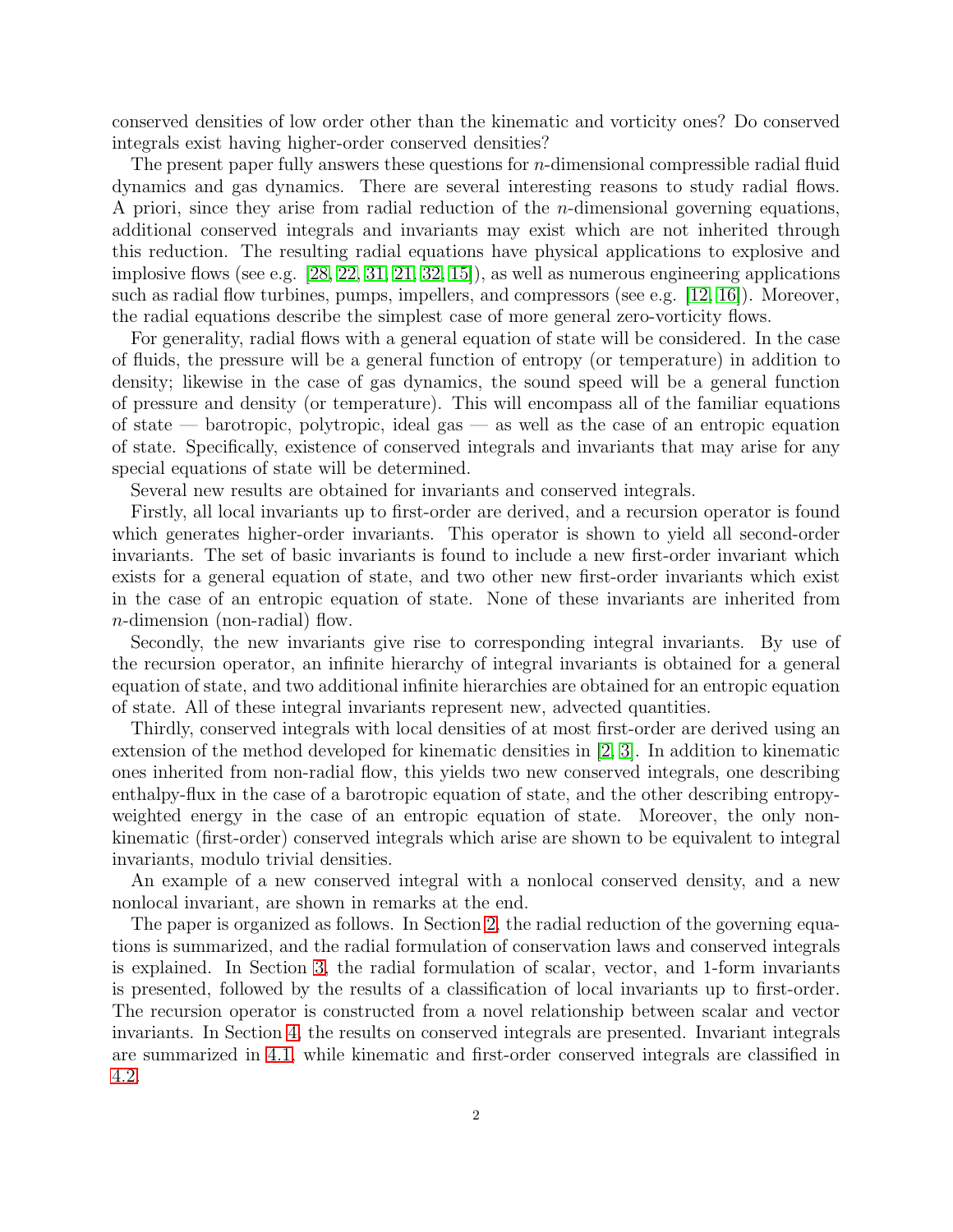conserved densities of low order other than the kinematic and vorticity ones? Do conserved integrals exist having higher-order conserved densities?

The present paper fully answers these questions for $n$-dimensional compressible radial fluid dynamics and gas dynamics. There are several interesting reasons to study radial flows. A priori, since they arise from radial reduction of the $n$-dimensional governing equations, additional conserved integrals and invariants may exist which are not inherited through this reduction. The resulting radial equations have physical applications to explosive and implosive flows (see e.g. [28, 22, 31, 21, 32, 15]), as well as numerous engineering applications such as radial flow turbines, pumps, impellers, and compressors (see e.g. [12, 16]). Moreover, the radial equations describe the simplest case of more general zero-vorticity flows.

For generality, radial flows with a general equation of state will be considered. In the case of fluids, the pressure will be a general function of entropy (or temperature) in addition to density; likewise in the case of gas dynamics, the sound speed will be a general function of pressure and density (or temperature). This will encompass all of the familiar equations of state — barotropic, polytropic, ideal gas — as well as the case of an entropic equation of state. Specifically, existence of conserved integrals and invariants that may arise for any special equations of state will be determined.

Several new results are obtained for invariants and conserved integrals.

Firstly, all local invariants up to first-order are derived, and a recursion operator is found which generates higher-order invariants. This operator is shown to yield all second-order invariants. The set of basic invariants is found to include a new first-order invariant which exists for a general equation of state, and two other new first-order invariants which exist in the case of an entropic equation of state. None of these invariants are inherited from $n$-dimension (non-radial) flow.

Secondly, the new invariants give rise to corresponding integral invariants. By use of the recursion operator, an infinite hierarchy of integral invariants is obtained for a general equation of state, and two additional infinite hierarchies are obtained for an entropic equation of state. All of these integral invariants represent new, advected quantities.

Thirdly, conserved integrals with local densities of at most first-order are derived using an extension of the method developed for kinematic densities in [2, 3]. In addition to kinematic ones inherited from non-radial flow, this yields two new conserved integrals, one describing enthalpy-flux in the case of a barotropic equation of state, and the other describing entropy-weighted energy in the case of an entropic equation of state. Moreover, the only non-kinematic (first-order) conserved integrals which arise are shown to be equivalent to integral invariants, modulo trivial densities.

An example of a new conserved integral with a nonlocal conserved density, and a new nonlocal invariant, are shown in remarks at the end.

The paper is organized as follows. In Section 2, the radial reduction of the governing equations is summarized, and the radial formulation of conservation laws and conserved integrals is explained. In Section 3, the radial formulation of scalar, vector, and 1-form invariants is presented, followed by the results of a classification of local invariants up to first-order. The recursion operator is constructed from a novel relationship between scalar and vector invariants. In Section 4, the results on conserved integrals are presented. Invariant integrals are summarized in 4.1, while kinematic and first-order conserved integrals are classified in 4.2.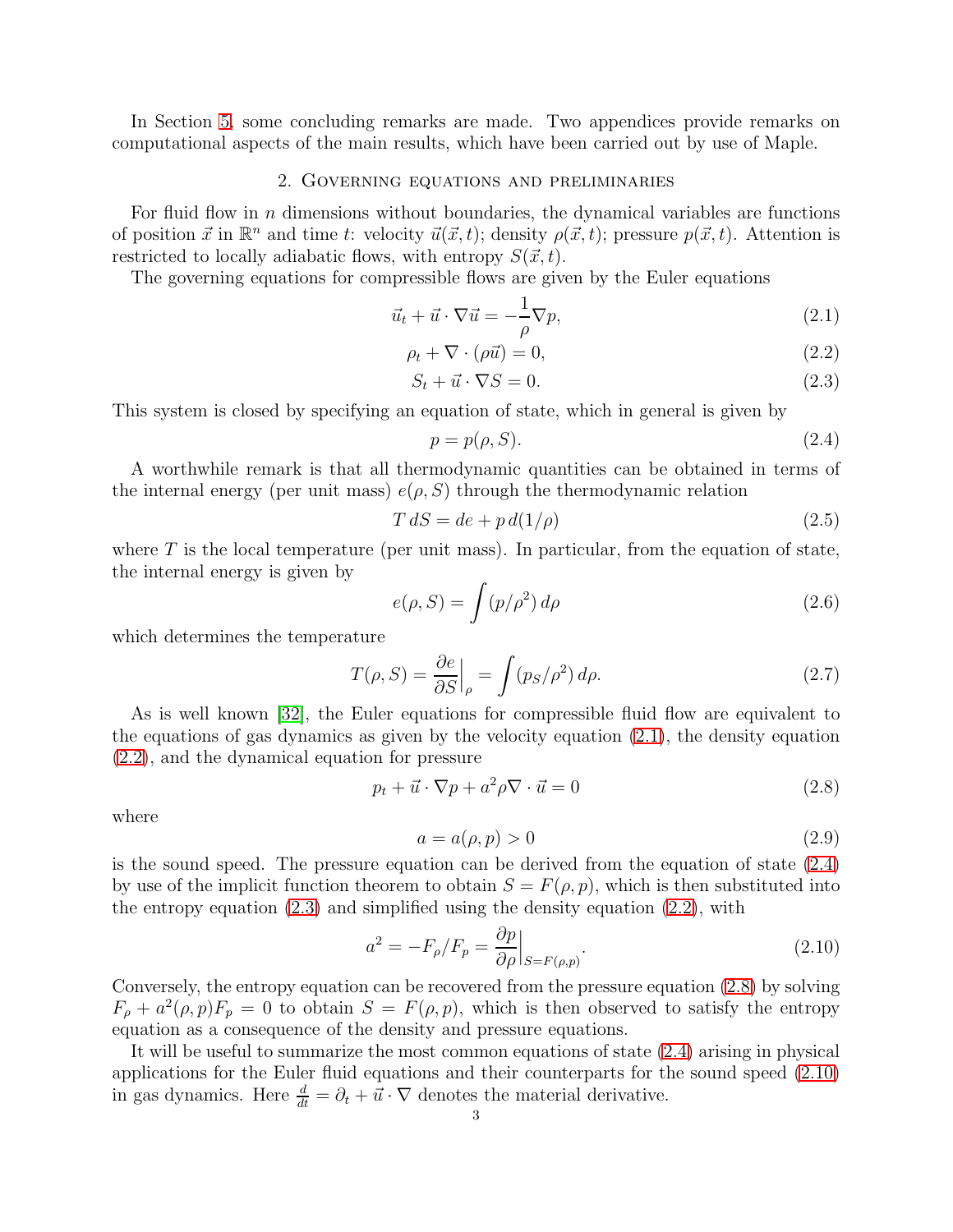In Section 5, some concluding remarks are made. Two appendices provide remarks on computational aspects of the main results, which have been carried out by use of Maple.

## 2. Governing equations and preliminaries

For fluid flow in $n$ dimensions without boundaries, the dynamical variables are functions of position $\vec{x}$ in $\mathbb{R}^n$ and time $t$: velocity $\vec{u}(\vec{x},t)$; density $\rho(\vec{x},t)$; pressure $p(\vec{x},t)$. Attention is restricted to locally adiabatic flows, with entropy $S(\vec{x},t)$.

The governing equations for compressible flows are given by the Euler equations

$$\vec{u}_t + \vec{u}\cdot\nabla\vec{u} = -\frac{1}{\rho}\nabla p, \tag{2.1}$$

$$\rho_t + \nabla\cdot(\rho\vec{u}) = 0, \tag{2.2}$$

$$S_t + \vec{u}\cdot\nabla S = 0. \tag{2.3}$$

This system is closed by specifying an equation of state, which in general is given by

$$p = p(\rho, S). \tag{2.4}$$

A worthwhile remark is that all thermodynamic quantities can be obtained in terms of the internal energy (per unit mass) $e(\rho, S)$ through the thermodynamic relation

$$T\,dS = de + p\,d(1/\rho) \tag{2.5}$$

where $T$ is the local temperature (per unit mass). In particular, from the equation of state, the internal energy is given by

$$e(\rho,S) = \int (p/\rho^2)\,d\rho \tag{2.6}$$

which determines the temperature

$$T(\rho,S) = \frac{\partial e}{\partial S}\Big|_{\rho} = \int (p_S/\rho^2)\,d\rho. \tag{2.7}$$

As is well known [32], the Euler equations for compressible fluid flow are equivalent to the equations of gas dynamics as given by the velocity equation (2.1), the density equation (2.2), and the dynamical equation for pressure

$$p_t + \vec{u}\cdot\nabla p + a^2\rho\nabla\cdot\vec{u} = 0 \tag{2.8}$$

where

$$a = a(\rho, p) > 0 \tag{2.9}$$

is the sound speed. The pressure equation can be derived from the equation of state (2.4) by use of the implicit function theorem to obtain $S = F(\rho, p)$, which is then substituted into the entropy equation (2.3) and simplified using the density equation (2.2), with

$$a^2 = -F_\rho/F_p = \frac{\partial p}{\partial \rho}\Big|_{S=F(\rho,p)}. \tag{2.10}$$

Conversely, the entropy equation can be recovered from the pressure equation (2.8) by solving $F_\rho + a^2(\rho,p)F_p = 0$ to obtain $S = F(\rho,p)$, which is then observed to satisfy the entropy equation as a consequence of the density and pressure equations.

It will be useful to summarize the most common equations of state (2.4) arising in physical applications for the Euler fluid equations and their counterparts for the sound speed (2.10) in gas dynamics. Here $\frac{d}{dt} = \partial_t + \vec{u}\cdot\nabla$ denotes the material derivative.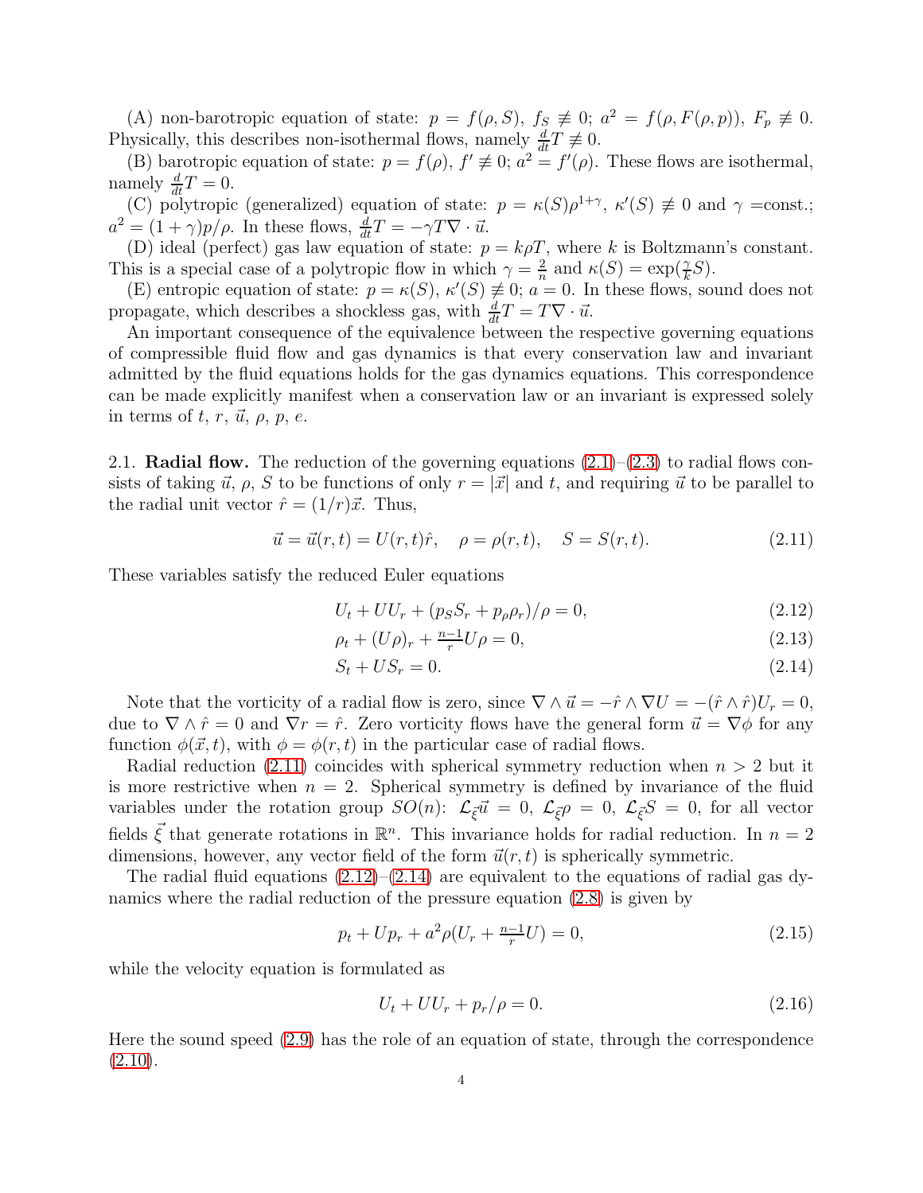(A) non-barotropic equation of state: $p = f(\rho, S)$, $f_S \not\equiv 0$; $a^2 = f(\rho, F(\rho, p))$, $F_p \not\equiv 0$. Physically, this describes non-isothermal flows, namely $\frac{d}{dt}T \not\equiv 0$.

(B) barotropic equation of state: $p = f(\rho)$, $f' \not\equiv 0$; $a^2 = f'(\rho)$. These flows are isothermal, namely $\frac{d}{dt}T = 0$.

(C) polytropic (generalized) equation of state: $p = \kappa(S)\rho^{1+\gamma}$, $\kappa'(S) \not\equiv 0$ and $\gamma =$const.; $a^2 = (1+\gamma)p/\rho$. In these flows, $\frac{d}{dt}T = -\gamma T \nabla \cdot \vec{u}$.

(D) ideal (perfect) gas law equation of state: $p = k\rho T$, where $k$ is Boltzmann's constant. This is a special case of a polytropic flow in which $\gamma = \frac{2}{n}$ and $\kappa(S) = \exp(\frac{\gamma}{k}S)$.

(E) entropic equation of state: $p = \kappa(S)$, $\kappa'(S) \not\equiv 0$; $a = 0$. In these flows, sound does not propagate, which describes a shockless gas, with $\frac{d}{dt}T = T\nabla \cdot \vec{u}$.

An important consequence of the equivalence between the respective governing equations of compressible fluid flow and gas dynamics is that every conservation law and invariant admitted by the fluid equations holds for the gas dynamics equations. This correspondence can be made explicitly manifest when a conservation law or an invariant is expressed solely in terms of $t$, $r$, $\vec{u}$, $\rho$, $p$, $e$.

2.1. **Radial flow.** The reduction of the governing equations (2.1)–(2.3) to radial flows consists of taking $\vec{u}$, $\rho$, $S$ to be functions of only $r = |\vec{x}|$ and $t$, and requiring $\vec{u}$ to be parallel to the radial unit vector $\hat{r} = (1/r)\vec{x}$. Thus,

$$\vec{u} = \vec{u}(r,t) = U(r,t)\hat{r}, \quad \rho = \rho(r,t), \quad S = S(r,t). \tag{2.11}$$

These variables satisfy the reduced Euler equations

$$U_t + UU_r + (p_S S_r + p_\rho \rho_r)/\rho = 0, \tag{2.12}$$

$$\rho_t + (U\rho)_r + \tfrac{n-1}{r}U\rho = 0, \tag{2.13}$$

$$S_t + US_r = 0. \tag{2.14}$$

Note that the vorticity of a radial flow is zero, since $\nabla \wedge \vec{u} = -\hat{r} \wedge \nabla U = -(\hat{r} \wedge \hat{r})U_r = 0$, due to $\nabla \wedge \hat{r} = 0$ and $\nabla r = \hat{r}$. Zero vorticity flows have the general form $\vec{u} = \nabla\phi$ for any function $\phi(\vec{x}, t)$, with $\phi = \phi(r, t)$ in the particular case of radial flows.

Radial reduction (2.11) coincides with spherical symmetry reduction when $n > 2$ but it is more restrictive when $n = 2$. Spherical symmetry is defined by invariance of the fluid variables under the rotation group $SO(n)$: $\mathcal{L}_{\vec{\xi}}\vec{u} = 0$, $\mathcal{L}_{\vec{\xi}}\rho = 0$, $\mathcal{L}_{\vec{\xi}}S = 0$, for all vector fields $\vec{\xi}$ that generate rotations in $\mathbb{R}^n$. This invariance holds for radial reduction. In $n = 2$ dimensions, however, any vector field of the form $\vec{u}(r,t)$ is spherically symmetric.

The radial fluid equations (2.12)–(2.14) are equivalent to the equations of radial gas dynamics where the radial reduction of the pressure equation (2.8) is given by

$$p_t + Up_r + a^2\rho(U_r + \tfrac{n-1}{r}U) = 0, \tag{2.15}$$

while the velocity equation is formulated as

$$U_t + UU_r + p_r/\rho = 0. \tag{2.16}$$

Here the sound speed (2.9) has the role of an equation of state, through the correspondence (2.10).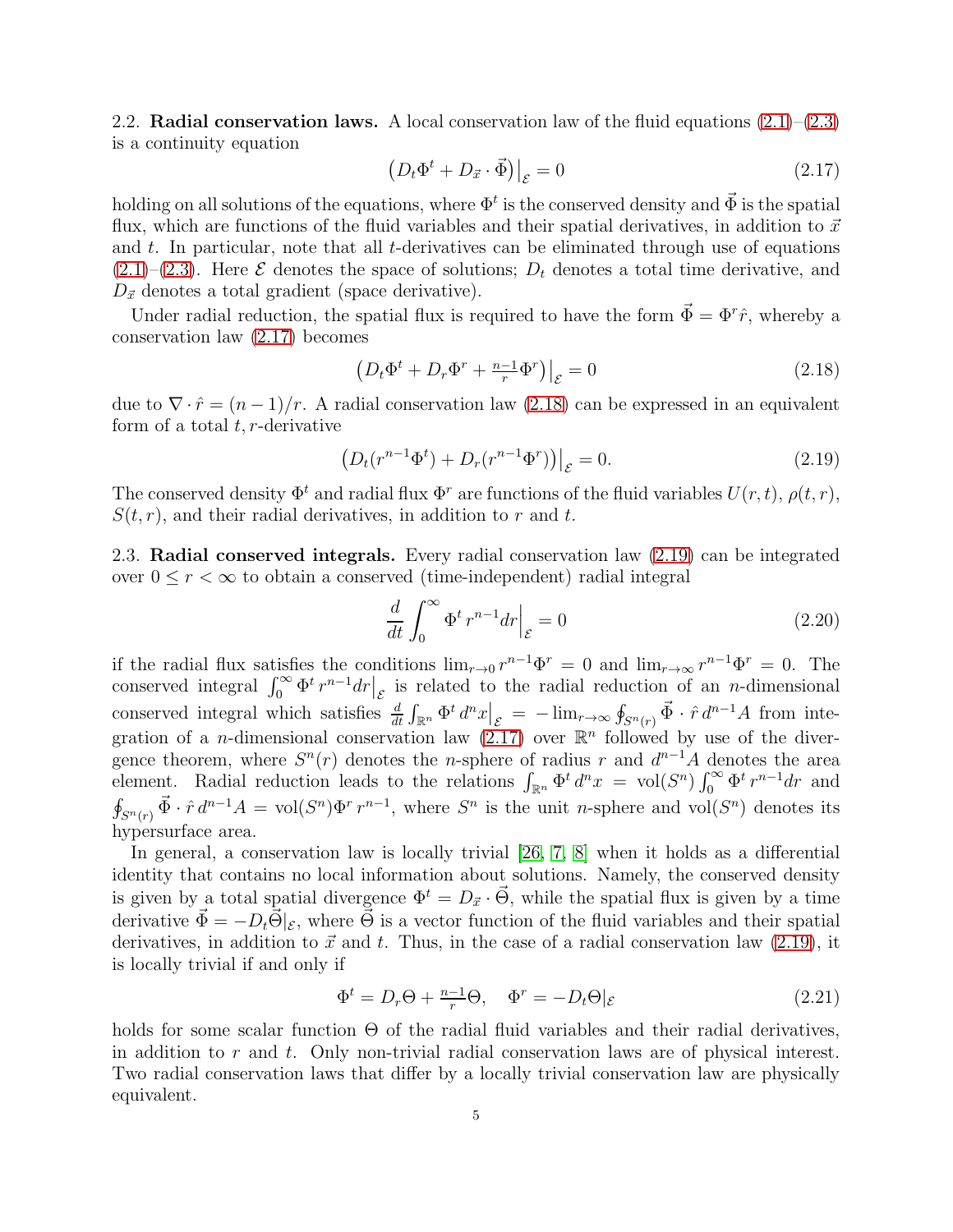2.2. **Radial conservation laws.** A local conservation law of the fluid equations (2.1)–(2.3) is a continuity equation

$$\big(D_t\Phi^t + D_{\vec{x}}\cdot\vec{\Phi}\big)\big|_{\mathcal{E}} = 0 \tag{2.17}$$

holding on all solutions of the equations, where $\Phi^t$ is the conserved density and $\vec{\Phi}$ is the spatial flux, which are functions of the fluid variables and their spatial derivatives, in addition to $\vec{x}$ and $t$. In particular, note that all $t$-derivatives can be eliminated through use of equations (2.1)–(2.3). Here $\mathcal{E}$ denotes the space of solutions; $D_t$ denotes a total time derivative, and $D_{\vec{x}}$ denotes a total gradient (space derivative).

Under radial reduction, the spatial flux is required to have the form $\vec{\Phi} = \Phi^r\hat{r}$, whereby a conservation law (2.17) becomes

$$\big(D_t\Phi^t + D_r\Phi^r + \tfrac{n-1}{r}\Phi^r\big)\big|_{\mathcal{E}} = 0 \tag{2.18}$$

due to $\nabla\cdot\hat{r} = (n-1)/r$. A radial conservation law (2.18) can be expressed in an equivalent form of a total $t, r$-derivative

$$\big(D_t(r^{n-1}\Phi^t) + D_r(r^{n-1}\Phi^r)\big)\big|_{\mathcal{E}} = 0. \tag{2.19}$$

The conserved density $\Phi^t$ and radial flux $\Phi^r$ are functions of the fluid variables $U(r,t)$, $\rho(t,r)$, $S(t,r)$, and their radial derivatives, in addition to $r$ and $t$.

2.3. **Radial conserved integrals.** Every radial conservation law (2.19) can be integrated over $0 \le r < \infty$ to obtain a conserved (time-independent) radial integral

$$\frac{d}{dt}\int_0^\infty \Phi^t\, r^{n-1}dr\Big|_{\mathcal{E}} = 0 \tag{2.20}$$

if the radial flux satisfies the conditions $\lim_{r\to 0} r^{n-1}\Phi^r = 0$ and $\lim_{r\to\infty} r^{n-1}\Phi^r = 0$. The conserved integral $\int_0^\infty \Phi^t\, r^{n-1}dr\big|_{\mathcal{E}}$ is related to the radial reduction of an $n$-dimensional conserved integral which satisfies $\frac{d}{dt}\int_{\mathbb{R}^n}\Phi^t\, d^nx\big|_{\mathcal{E}} = -\lim_{r\to\infty}\oint_{S^n(r)}\vec{\Phi}\cdot\hat{r}\, d^{n-1}A$ from integration of a $n$-dimensional conservation law (2.17) over $\mathbb{R}^n$ followed by use of the divergence theorem, where $S^n(r)$ denotes the $n$-sphere of radius $r$ and $d^{n-1}A$ denotes the area element. Radial reduction leads to the relations $\int_{\mathbb{R}^n}\Phi^t\, d^nx = \mathrm{vol}(S^n)\int_0^\infty \Phi^t\, r^{n-1}dr$ and $\oint_{S^n(r)}\vec{\Phi}\cdot\hat{r}\, d^{n-1}A = \mathrm{vol}(S^n)\Phi^r\, r^{n-1}$, where $S^n$ is the unit $n$-sphere and $\mathrm{vol}(S^n)$ denotes its hypersurface area.

In general, a conservation law is locally trivial [26, 7, 8] when it holds as a differential identity that contains no local information about solutions. Namely, the conserved density is given by a total spatial divergence $\Phi^t = D_{\vec{x}}\cdot\vec{\Theta}$, while the spatial flux is given by a time derivative $\vec{\Phi} = -D_t\vec{\Theta}|_{\mathcal{E}}$, where $\vec{\Theta}$ is a vector function of the fluid variables and their spatial derivatives, in addition to $\vec{x}$ and $t$. Thus, in the case of a radial conservation law (2.19), it is locally trivial if and only if

$$\Phi^t = D_r\Theta + \tfrac{n-1}{r}\Theta, \quad \Phi^r = -D_t\Theta|_{\mathcal{E}} \tag{2.21}$$

holds for some scalar function $\Theta$ of the radial fluid variables and their radial derivatives, in addition to $r$ and $t$. Only non-trivial radial conservation laws are of physical interest. Two radial conservation laws that differ by a locally trivial conservation law are physically equivalent.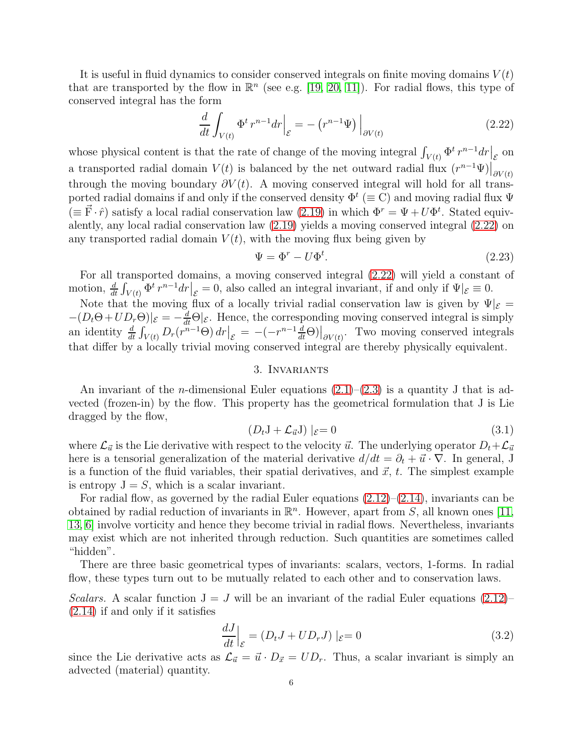It is useful in fluid dynamics to consider conserved integrals on finite moving domains $V(t)$ that are transported by the flow in $\mathbb{R}^n$ (see e.g. [19, 20, 11]). For radial flows, this type of conserved integral has the form

$$\frac{d}{dt}\int_{V(t)} \Phi^t\, r^{n-1}dr\Big|_{\mathcal{E}} = -\left(r^{n-1}\Psi\right)\Big|_{\partial V(t)} \tag{2.22}$$

whose physical content is that the rate of change of the moving integral $\int_{V(t)} \Phi^t\, r^{n-1}dr\big|_{\mathcal{E}}$ on a transported radial domain $V(t)$ is balanced by the net outward radial flux $(r^{n-1}\Psi)\big|_{\partial V(t)}$ through the moving boundary $\partial V(t)$. A moving conserved integral will hold for all transported radial domains if and only if the conserved density $\Phi^t$ ($\equiv$ C) and moving radial flux $\Psi$ ($\equiv \vec{\mathrm{F}}\cdot\hat{r}$) satisfy a local radial conservation law (2.19) in which $\Phi^r = \Psi + U\Phi^t$. Stated equivalently, any local radial conservation law (2.19) yields a moving conserved integral (2.22) on any transported radial domain $V(t)$, with the moving flux being given by

$$\Psi = \Phi^r - U\Phi^t. \tag{2.23}$$

For all transported domains, a moving conserved integral (2.22) will yield a constant of motion, $\frac{d}{dt}\int_{V(t)} \Phi^t\, r^{n-1}dr\big|_{\mathcal{E}} = 0$, also called an integral invariant, if and only if $\Psi|_{\mathcal{E}} \equiv 0$.

Note that the moving flux of a locally trivial radial conservation law is given by $\Psi|_{\mathcal{E}} = -(D_t\Theta + UD_r\Theta)|_{\mathcal{E}} = -\frac{d}{dt}\Theta|_{\mathcal{E}}$. Hence, the corresponding moving conserved integral is simply an identity $\frac{d}{dt}\int_{V(t)} D_r(r^{n-1}\Theta)\,dr\big|_{\mathcal{E}} = -(-r^{n-1}\frac{d}{dt}\Theta)\big|_{\partial V(t)}$. Two moving conserved integrals that differ by a locally trivial moving conserved integral are thereby physically equivalent.

## 3. Invariants

An invariant of the $n$-dimensional Euler equations (2.1)–(2.3) is a quantity J that is advected (frozen-in) by the flow. This property has the geometrical formulation that J is Lie dragged by the flow,

$$(D_t\mathrm{J} + \mathcal{L}_{\vec{u}}\mathrm{J})\,|_{\mathcal{E}} = 0 \tag{3.1}$$

where $\mathcal{L}_{\vec{u}}$ is the Lie derivative with respect to the velocity $\vec{u}$. The underlying operator $D_t + \mathcal{L}_{\vec{u}}$ here is a tensorial generalization of the material derivative $d/dt = \partial_t + \vec{u}\cdot\nabla$. In general, J is a function of the fluid variables, their spatial derivatives, and $\vec{x}$, $t$. The simplest example is entropy $\mathrm{J} = S$, which is a scalar invariant.

For radial flow, as governed by the radial Euler equations (2.12)–(2.14), invariants can be obtained by radial reduction of invariants in $\mathbb{R}^n$. However, apart from $S$, all known ones [11, 13, 6] involve vorticity and hence they become trivial in radial flows. Nevertheless, invariants may exist which are not inherited through reduction. Such quantities are sometimes called "hidden".

There are three basic geometrical types of invariants: scalars, vectors, 1-forms. In radial flow, these types turn out to be mutually related to each other and to conservation laws.

*Scalars.* A scalar function $\mathrm{J} = J$ will be an invariant of the radial Euler equations (2.12)–(2.14) if and only if it satisfies

$$\frac{dJ}{dt}\Big|_{\mathcal{E}} = (D_tJ + UD_rJ)\,|_{\mathcal{E}} = 0 \tag{3.2}$$

since the Lie derivative acts as $\mathcal{L}_{\vec{u}} = \vec{u}\cdot D_{\vec{x}} = UD_r$. Thus, a scalar invariant is simply an advected (material) quantity.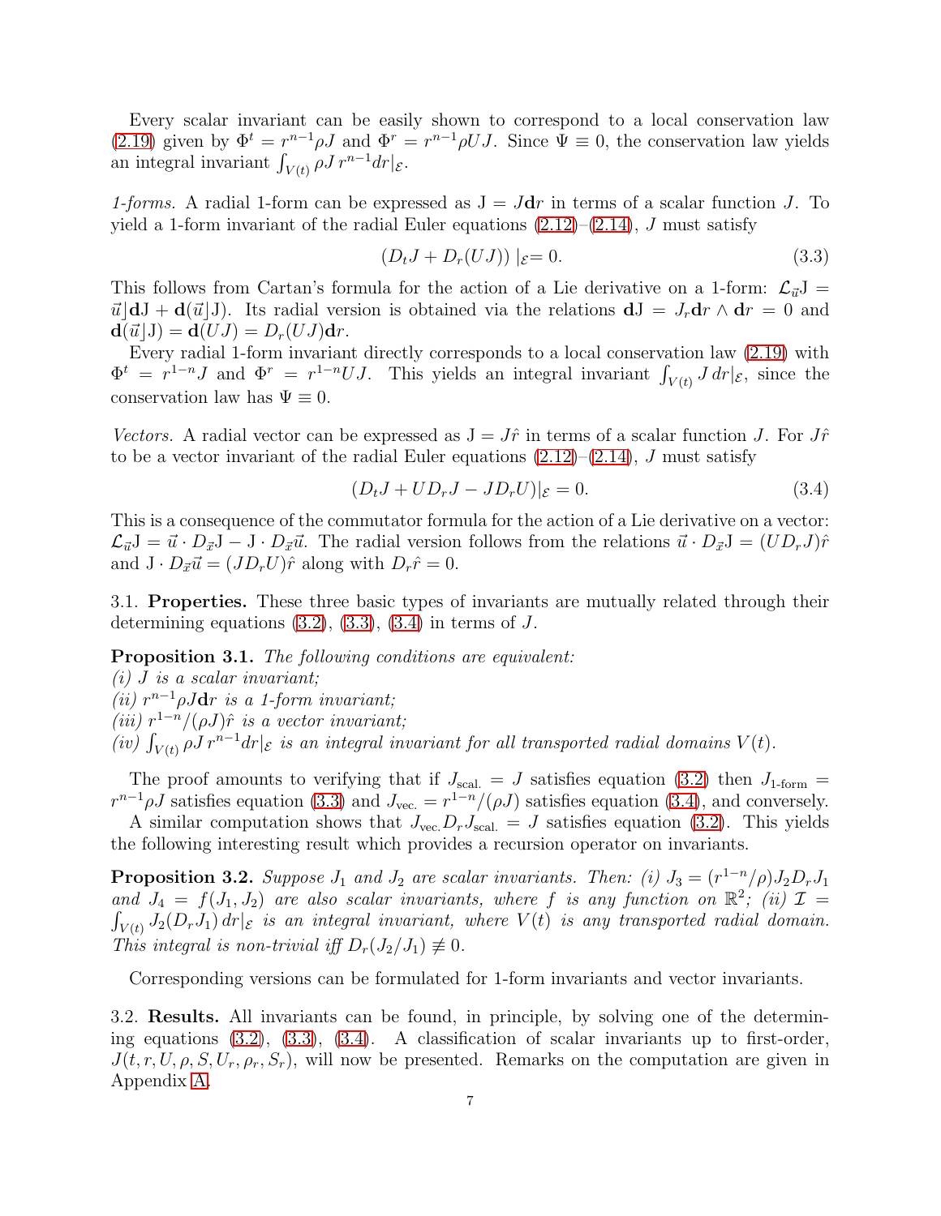Every scalar invariant can be easily shown to correspond to a local conservation law (2.19) given by $\Phi^t = r^{n-1}\rho J$ and $\Phi^r = r^{n-1}\rho U J$. Since $\Psi \equiv 0$, the conservation law yields an integral invariant $\int_{V(t)} \rho J \, r^{n-1} dr|_{\mathcal{E}}$.

*1-forms.* A radial 1-form can be expressed as $\mathrm{J} = J\mathbf{d}r$ in terms of a scalar function $J$. To yield a 1-form invariant of the radial Euler equations (2.12)–(2.14), $J$ must satisfy

$$(D_t J + D_r(UJ))\,|_{\mathcal{E}} = 0. \tag{3.3}$$

This follows from Cartan's formula for the action of a Lie derivative on a 1-form: $\mathcal{L}_{\vec{u}}\mathrm{J} = \vec{u}\rfloor\mathbf{d}\mathrm{J} + \mathbf{d}(\vec{u}\rfloor\mathrm{J})$. Its radial version is obtained via the relations $\mathbf{d}\mathrm{J} = J_r\mathbf{d}r \wedge \mathbf{d}r = 0$ and $\mathbf{d}(\vec{u}\rfloor\mathrm{J}) = \mathbf{d}(UJ) = D_r(UJ)\mathbf{d}r$.

Every radial 1-form invariant directly corresponds to a local conservation law (2.19) with $\Phi^t = r^{1-n}J$ and $\Phi^r = r^{1-n}UJ$. This yields an integral invariant $\int_{V(t)} J\, dr|_{\mathcal{E}}$, since the conservation law has $\Psi \equiv 0$.

*Vectors.* A radial vector can be expressed as $\mathrm{J} = J\hat{r}$ in terms of a scalar function $J$. For $J\hat{r}$ to be a vector invariant of the radial Euler equations (2.12)–(2.14), $J$ must satisfy

$$(D_t J + UD_r J - JD_r U)|_{\mathcal{E}} = 0. \tag{3.4}$$

This is a consequence of the commutator formula for the action of a Lie derivative on a vector: $\mathcal{L}_{\vec{u}}\mathrm{J} = \vec{u}\cdot D_{\vec{x}}\mathrm{J} - \mathrm{J}\cdot D_{\vec{x}}\vec{u}$. The radial version follows from the relations $\vec{u}\cdot D_{\vec{x}}\mathrm{J} = (UD_r J)\hat{r}$ and $\mathrm{J}\cdot D_{\vec{x}}\vec{u} = (JD_r U)\hat{r}$ along with $D_r\hat{r} = 0$.

3.1. **Properties.** These three basic types of invariants are mutually related through their determining equations (3.2), (3.3), (3.4) in terms of $J$.

**Proposition 3.1.** *The following conditions are equivalent:*
*(i) $J$ is a scalar invariant;*
*(ii) $r^{n-1}\rho J\mathbf{d}r$ is a 1-form invariant;*
*(iii) $r^{1-n}/(\rho J)\hat{r}$ is a vector invariant;*
*(iv) $\int_{V(t)} \rho J\, r^{n-1} dr|_{\mathcal{E}}$ is an integral invariant for all transported radial domains $V(t)$.*

The proof amounts to verifying that if $J_{\text{scal.}} = J$ satisfies equation (3.2) then $J_{\text{1-form}} = r^{n-1}\rho J$ satisfies equation (3.3) and $J_{\text{vec.}} = r^{1-n}/(\rho J)$ satisfies equation (3.4), and conversely.

A similar computation shows that $J_{\text{vec.}} D_r J_{\text{scal.}} = J$ satisfies equation (3.2). This yields the following interesting result which provides a recursion operator on invariants.

**Proposition 3.2.** *Suppose $J_1$ and $J_2$ are scalar invariants. Then: (i) $J_3 = (r^{1-n}/\rho)J_2 D_r J_1$ and $J_4 = f(J_1, J_2)$ are also scalar invariants, where $f$ is any function on $\mathbb{R}^2$; (ii) $\mathcal{I} = \int_{V(t)} J_2(D_r J_1)\, dr|_{\mathcal{E}}$ is an integral invariant, where $V(t)$ is any transported radial domain. This integral is non-trivial iff $D_r(J_2/J_1) \not\equiv 0$.*

Corresponding versions can be formulated for 1-form invariants and vector invariants.

3.2. **Results.** All invariants can be found, in principle, by solving one of the determining equations (3.2), (3.3), (3.4). A classification of scalar invariants up to first-order, $J(t, r, U, \rho, S, U_r, \rho_r, S_r)$, will now be presented. Remarks on the computation are given in Appendix A.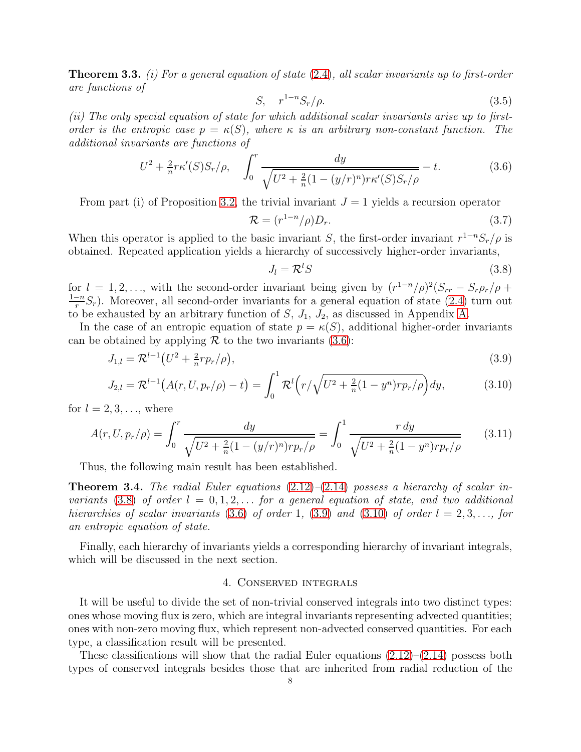**Theorem 3.3.** *(i) For a general equation of state (2.4), all scalar invariants up to first-order are functions of*

$$S, \quad r^{1-n}S_r/\rho. \tag{3.5}$$

*(ii) The only special equation of state for which additional scalar invariants arise up to first-order is the entropic case $p = \kappa(S)$, where $\kappa$ is an arbitrary non-constant function. The additional invariants are functions of*

$$U^2 + \tfrac{2}{n} r\kappa'(S)S_r/\rho, \quad \int_0^r \frac{dy}{\sqrt{U^2 + \frac{2}{n}(1-(y/r)^n)r\kappa'(S)S_r/\rho}} - t. \tag{3.6}$$

From part (i) of Proposition 3.2, the trivial invariant $J = 1$ yields a recursion operator

$$\mathcal{R} = (r^{1-n}/\rho)D_r. \tag{3.7}$$

When this operator is applied to the basic invariant $S$, the first-order invariant $r^{1-n}S_r/\rho$ is obtained. Repeated application yields a hierarchy of successively higher-order invariants,

$$J_l = \mathcal{R}^l S \tag{3.8}$$

for $l = 1, 2, \ldots$, with the second-order invariant being given by $(r^{1-n}/\rho)^2(S_{rr} - S_r\rho_r/\rho + \frac{1-n}{r}S_r)$. Moreover, all second-order invariants for a general equation of state (2.4) turn out to be exhausted by an arbitrary function of $S$, $J_1$, $J_2$, as discussed in Appendix A.

In the case of an entropic equation of state $p = \kappa(S)$, additional higher-order invariants can be obtained by applying $\mathcal{R}$ to the two invariants (3.6):

$$J_{1,l} = \mathcal{R}^{l-1}\big(U^2 + \tfrac{2}{n}rp_r/\rho\big), \tag{3.9}$$

$$J_{2,l} = \mathcal{R}^{l-1}\big(A(r, U, p_r/\rho) - t\big) = \int_0^1 \mathcal{R}^l\Big(r/\sqrt{U^2 + \tfrac{2}{n}(1-y^n)rp_r/\rho}\Big)dy, \tag{3.10}$$

for $l = 2, 3, \ldots$, where

$$A(r, U, p_r/\rho) = \int_0^r \frac{dy}{\sqrt{U^2 + \frac{2}{n}(1-(y/r)^n)rp_r/\rho}} = \int_0^1 \frac{r\,dy}{\sqrt{U^2 + \frac{2}{n}(1-y^n)rp_r/\rho}} \tag{3.11}$$

Thus, the following main result has been established.

**Theorem 3.4.** *The radial Euler equations (2.12)–(2.14) possess a hierarchy of scalar invariants (3.8) of order $l = 0, 1, 2, \ldots$ for a general equation of state, and two additional hierarchies of scalar invariants (3.6) of order 1, (3.9) and (3.10) of order $l = 2, 3, \ldots$, for an entropic equation of state.*

Finally, each hierarchy of invariants yields a corresponding hierarchy of invariant integrals, which will be discussed in the next section.

## 4. Conserved integrals

It will be useful to divide the set of non-trivial conserved integrals into two distinct types: ones whose moving flux is zero, which are integral invariants representing advected quantities; ones with non-zero moving flux, which represent non-advected conserved quantities. For each type, a classification result will be presented.

These classifications will show that the radial Euler equations (2.12)–(2.14) possess both types of conserved integrals besides those that are inherited from radial reduction of the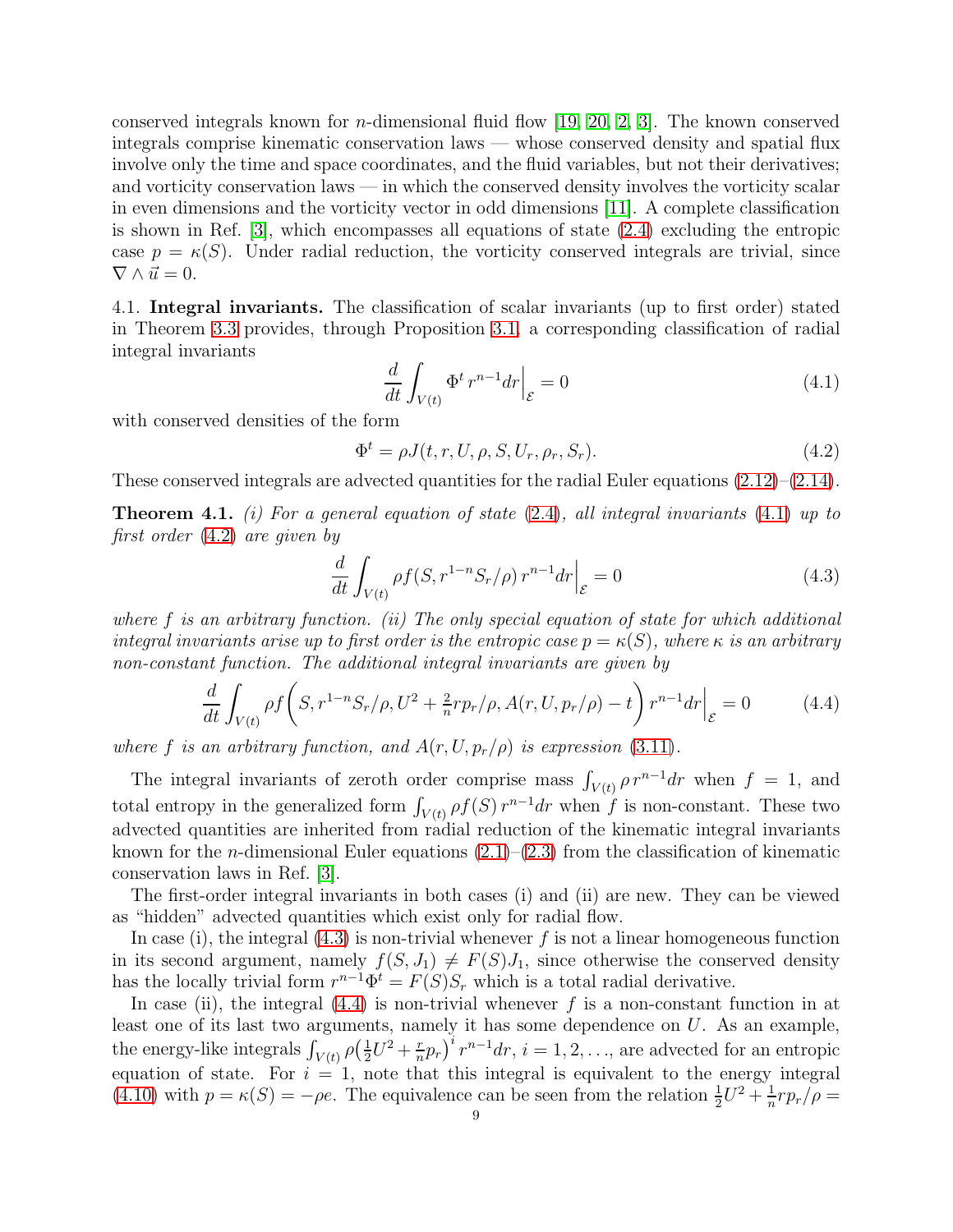conserved integrals known for $n$-dimensional fluid flow [19, 20, 2, 3]. The known conserved integrals comprise kinematic conservation laws — whose conserved density and spatial flux involve only the time and space coordinates, and the fluid variables, but not their derivatives; and vorticity conservation laws — in which the conserved density involves the vorticity scalar in even dimensions and the vorticity vector in odd dimensions [11]. A complete classification is shown in Ref. [3], which encompasses all equations of state (2.4) excluding the entropic case $p = \kappa(S)$. Under radial reduction, the vorticity conserved integrals are trivial, since $\nabla \wedge \vec{u} = 0$.

4.1. **Integral invariants.** The classification of scalar invariants (up to first order) stated in Theorem 3.3 provides, through Proposition 3.1, a corresponding classification of radial integral invariants

$$\frac{d}{dt}\int_{V(t)} \Phi^t \, r^{n-1} dr\Big|_{\mathcal{E}} = 0 \tag{4.1}$$

with conserved densities of the form

$$\Phi^t = \rho J(t, r, U, \rho, S, U_r, \rho_r, S_r). \tag{4.2}$$

These conserved integrals are advected quantities for the radial Euler equations (2.12)–(2.14).

**Theorem 4.1.** *(i) For a general equation of state (2.4), all integral invariants (4.1) up to first order (4.2) are given by*

$$\frac{d}{dt}\int_{V(t)} \rho f(S, r^{1-n}S_r/\rho)\, r^{n-1} dr\Big|_{\mathcal{E}} = 0 \tag{4.3}$$

*where $f$ is an arbitrary function. (ii) The only special equation of state for which additional integral invariants arise up to first order is the entropic case $p = \kappa(S)$, where $\kappa$ is an arbitrary non-constant function. The additional integral invariants are given by*

$$\frac{d}{dt}\int_{V(t)} \rho f\Big(S, r^{1-n}S_r/\rho, U^2 + \tfrac{2}{n} r p_r/\rho, A(r, U, p_r/\rho) - t\Big)\, r^{n-1} dr\Big|_{\mathcal{E}} = 0 \tag{4.4}$$

*where $f$ is an arbitrary function, and $A(r, U, p_r/\rho)$ is expression (3.11).*

The integral invariants of zeroth order comprise mass $\int_{V(t)} \rho\, r^{n-1} dr$ when $f = 1$, and total entropy in the generalized form $\int_{V(t)} \rho f(S)\, r^{n-1} dr$ when $f$ is non-constant. These two advected quantities are inherited from radial reduction of the kinematic integral invariants known for the $n$-dimensional Euler equations (2.1)–(2.3) from the classification of kinematic conservation laws in Ref. [3].

The first-order integral invariants in both cases (i) and (ii) are new. They can be viewed as "hidden" advected quantities which exist only for radial flow.

In case (i), the integral (4.3) is non-trivial whenever $f$ is not a linear homogeneous function in its second argument, namely $f(S, J_1) \neq F(S)J_1$, since otherwise the conserved density has the locally trivial form $r^{n-1}\Phi^t = F(S)S_r$ which is a total radial derivative.

In case (ii), the integral (4.4) is non-trivial whenever $f$ is a non-constant function in at least one of its last two arguments, namely it has some dependence on $U$. As an example, the energy-like integrals $\int_{V(t)} \rho\big(\frac{1}{2}U^2 + \frac{r}{n}p_r\big)^i\, r^{n-1} dr$, $i = 1, 2, \ldots$, are advected for an entropic equation of state. For $i = 1$, note that this integral is equivalent to the energy integral (4.10) with $p = \kappa(S) = -\rho e$. The equivalence can be seen from the relation $\frac{1}{2}U^2 + \frac{1}{n}rp_r/\rho =$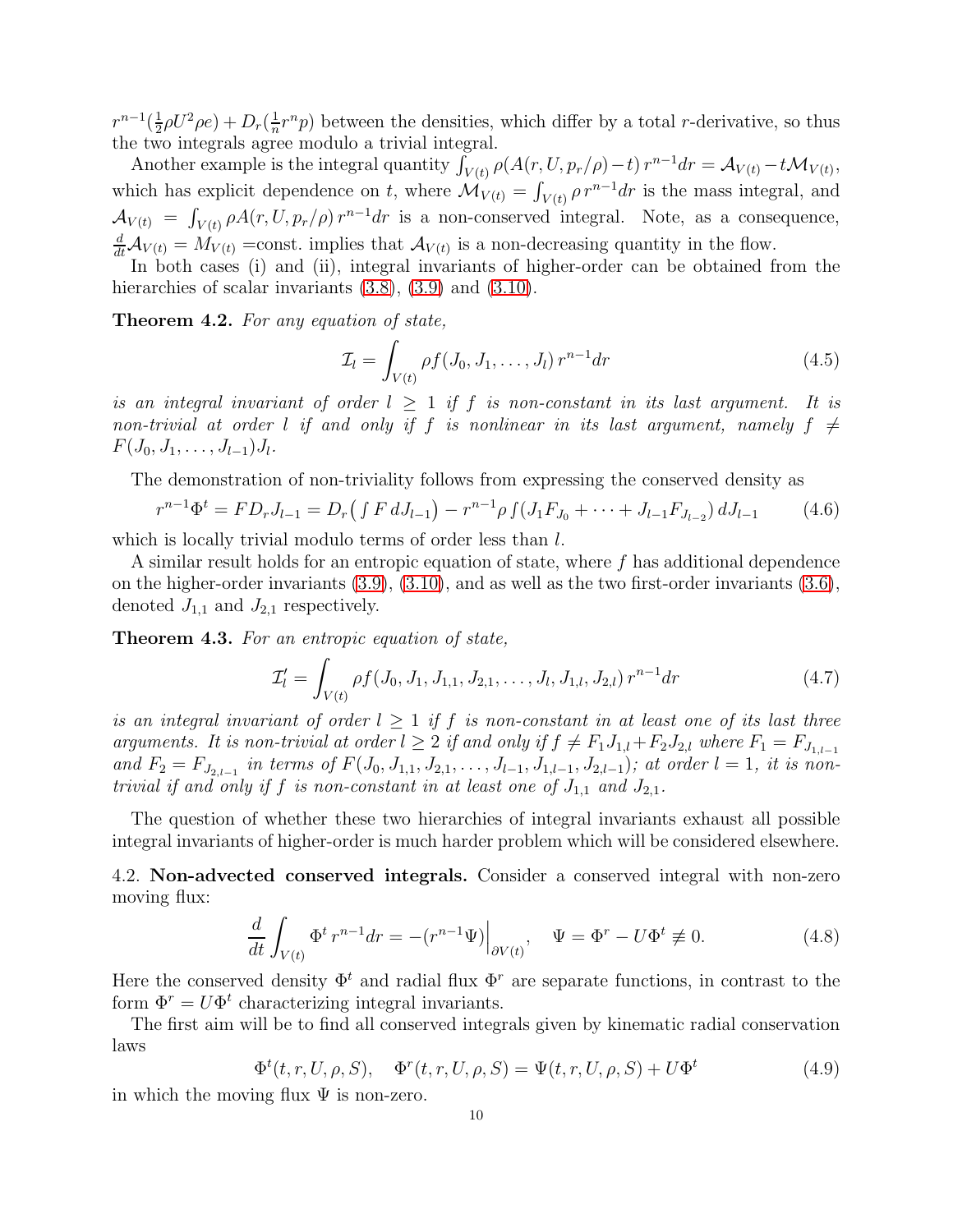$r^{n-1}(\frac{1}{2}\rho U^2\rho e) + D_r(\frac{1}{n}r^n p)$ between the densities, which differ by a total $r$-derivative, so thus the two integrals agree modulo a trivial integral.

Another example is the integral quantity $\int_{V(t)} \rho(A(r, U, p_r/\rho) - t)\, r^{n-1}dr = \mathcal{A}_{V(t)} - t\mathcal{M}_{V(t)}$, which has explicit dependence on $t$, where $\mathcal{M}_{V(t)} = \int_{V(t)} \rho\, r^{n-1}dr$ is the mass integral, and $\mathcal{A}_{V(t)} = \int_{V(t)} \rho A(r, U, p_r/\rho)\, r^{n-1}dr$ is a non-conserved integral. Note, as a consequence, $\frac{d}{dt}\mathcal{A}_{V(t)} = M_{V(t)}$ =const. implies that $\mathcal{A}_{V(t)}$ is a non-decreasing quantity in the flow.

In both cases (i) and (ii), integral invariants of higher-order can be obtained from the hierarchies of scalar invariants (3.8), (3.9) and (3.10).

**Theorem 4.2.** *For any equation of state,*

$$\mathcal{I}_l = \int_{V(t)} \rho f(J_0, J_1, \ldots, J_l)\, r^{n-1}dr \tag{4.5}$$

*is an integral invariant of order $l \geq 1$ if $f$ is non-constant in its last argument. It is non-trivial at order $l$ if and only if $f$ is nonlinear in its last argument, namely $f \neq F(J_0, J_1, \ldots, J_{l-1})J_l$.*

The demonstration of non-triviality follows from expressing the conserved density as

$$r^{n-1}\Phi^t = F D_r J_{l-1} = D_r\big(\textstyle\int F\, dJ_{l-1}\big) - r^{n-1}\rho \textstyle\int (J_1 F_{J_0} + \cdots + J_{l-1}F_{J_{l-2}})\, dJ_{l-1} \tag{4.6}$$

which is locally trivial modulo terms of order less than $l$.

A similar result holds for an entropic equation of state, where $f$ has additional dependence on the higher-order invariants (3.9), (3.10), and as well as the two first-order invariants (3.6), denoted $J_{1,1}$ and $J_{2,1}$ respectively.

**Theorem 4.3.** *For an entropic equation of state,*

$$\mathcal{I}'_l = \int_{V(t)} \rho f(J_0, J_1, J_{1,1}, J_{2,1}, \ldots, J_l, J_{1,l}, J_{2,l})\, r^{n-1}dr \tag{4.7}$$

*is an integral invariant of order $l \geq 1$ if $f$ is non-constant in at least one of its last three arguments. It is non-trivial at order $l \geq 2$ if and only if $f \neq F_1 J_{1,l} + F_2 J_{2,l}$ where $F_1 = F_{J_{1,l-1}}$ and $F_2 = F_{J_{2,l-1}}$ in terms of $F(J_0, J_{1,1}, J_{2,1}, \ldots, J_{l-1}, J_{1,l-1}, J_{2,l-1})$; at order $l = 1$, it is non-trivial if and only if $f$ is non-constant in at least one of $J_{1,1}$ and $J_{2,1}$.*

The question of whether these two hierarchies of integral invariants exhaust all possible integral invariants of higher-order is much harder problem which will be considered elsewhere.

4.2. **Non-advected conserved integrals.** Consider a conserved integral with non-zero moving flux:

$$\frac{d}{dt}\int_{V(t)} \Phi^t\, r^{n-1}dr = -(r^{n-1}\Psi)\Big|_{\partial V(t)}, \quad \Psi = \Phi^r - U\Phi^t \not\equiv 0. \tag{4.8}$$

Here the conserved density $\Phi^t$ and radial flux $\Phi^r$ are separate functions, in contrast to the form $\Phi^r = U\Phi^t$ characterizing integral invariants.

The first aim will be to find all conserved integrals given by kinematic radial conservation laws

$$\Phi^t(t, r, U, \rho, S), \quad \Phi^r(t, r, U, \rho, S) = \Psi(t, r, U, \rho, S) + U\Phi^t \tag{4.9}$$

in which the moving flux $\Psi$ is non-zero.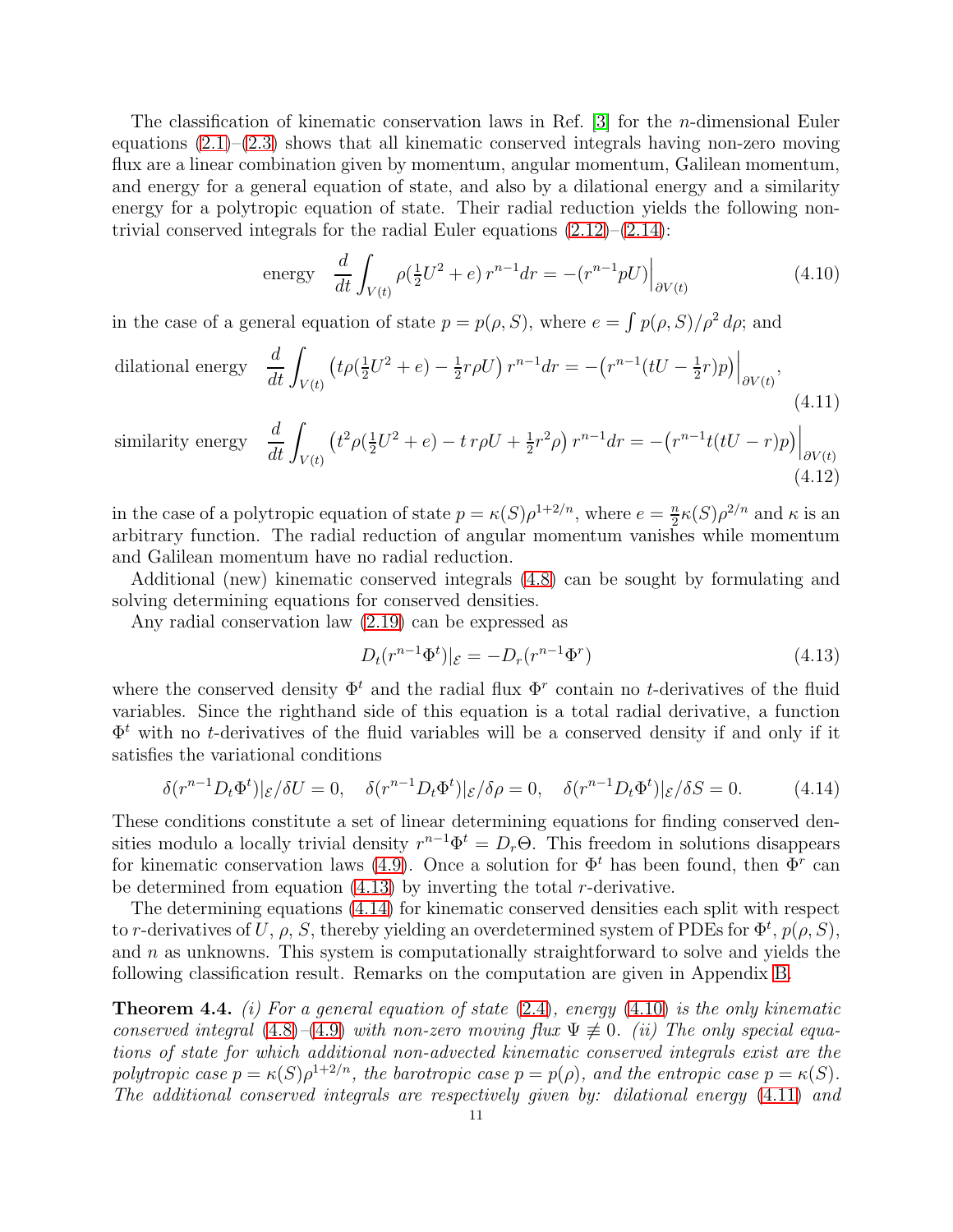The classification of kinematic conservation laws in Ref. [3] for the $n$-dimensional Euler equations (2.1)–(2.3) shows that all kinematic conserved integrals having non-zero moving flux are a linear combination given by momentum, angular momentum, Galilean momentum, and energy for a general equation of state, and also by a dilational energy and a similarity energy for a polytropic equation of state. Their radial reduction yields the following non-trivial conserved integrals for the radial Euler equations (2.12)–(2.14):

$$\text{energy} \quad \frac{d}{dt}\int_{V(t)} \rho(\tfrac{1}{2}U^2 + e)\, r^{n-1}dr = -(r^{n-1}pU)\Big|_{\partial V(t)} \tag{4.10}$$

in the case of a general equation of state $p = p(\rho, S)$, where $e = \int p(\rho, S)/\rho^2\, d\rho$; and

$$\text{dilational energy} \quad \frac{d}{dt}\int_{V(t)} \big(t\rho(\tfrac{1}{2}U^2 + e) - \tfrac{1}{2}r\rho U\big)\, r^{n-1}dr = -\big(r^{n-1}(tU - \tfrac{1}{2}r)p\big)\Big|_{\partial V(t)}, \tag{4.11}$$

$$\text{similarity energy} \quad \frac{d}{dt}\int_{V(t)} \big(t^2\rho(\tfrac{1}{2}U^2 + e) - t\, r\rho U + \tfrac{1}{2}r^2\rho\big)\, r^{n-1}dr = -\big(r^{n-1}t(tU - r)p\big)\Big|_{\partial V(t)} \tag{4.12}$$

in the case of a polytropic equation of state $p = \kappa(S)\rho^{1+2/n}$, where $e = \frac{n}{2}\kappa(S)\rho^{2/n}$ and $\kappa$ is an arbitrary function. The radial reduction of angular momentum vanishes while momentum and Galilean momentum have no radial reduction.

Additional (new) kinematic conserved integrals (4.8) can be sought by formulating and solving determining equations for conserved densities.

Any radial conservation law (2.19) can be expressed as

$$D_t(r^{n-1}\Phi^t)|_{\mathcal{E}} = -D_r(r^{n-1}\Phi^r) \tag{4.13}$$

where the conserved density $\Phi^t$ and the radial flux $\Phi^r$ contain no $t$-derivatives of the fluid variables. Since the righthand side of this equation is a total radial derivative, a function $\Phi^t$ with no $t$-derivatives of the fluid variables will be a conserved density if and only if it satisfies the variational conditions

$$\delta(r^{n-1}D_t\Phi^t)|_{\mathcal{E}}/\delta U = 0, \quad \delta(r^{n-1}D_t\Phi^t)|_{\mathcal{E}}/\delta\rho = 0, \quad \delta(r^{n-1}D_t\Phi^t)|_{\mathcal{E}}/\delta S = 0. \tag{4.14}$$

These conditions constitute a set of linear determining equations for finding conserved densities modulo a locally trivial density $r^{n-1}\Phi^t = D_r\Theta$. This freedom in solutions disappears for kinematic conservation laws (4.9). Once a solution for $\Phi^t$ has been found, then $\Phi^r$ can be determined from equation (4.13) by inverting the total $r$-derivative.

The determining equations (4.14) for kinematic conserved densities each split with respect to $r$-derivatives of $U$, $\rho$, $S$, thereby yielding an overdetermined system of PDEs for $\Phi^t$, $p(\rho, S)$, and $n$ as unknowns. This system is computationally straightforward to solve and yields the following classification result. Remarks on the computation are given in Appendix B.

**Theorem 4.4.** *(i) For a general equation of state (2.4), energy (4.10) is the only kinematic conserved integral (4.8)–(4.9) with non-zero moving flux $\Psi \not\equiv 0$. (ii) The only special equations of state for which additional non-advected kinematic conserved integrals exist are the polytropic case $p = \kappa(S)\rho^{1+2/n}$, the barotropic case $p = p(\rho)$, and the entropic case $p = \kappa(S)$. The additional conserved integrals are respectively given by: dilational energy (4.11) and*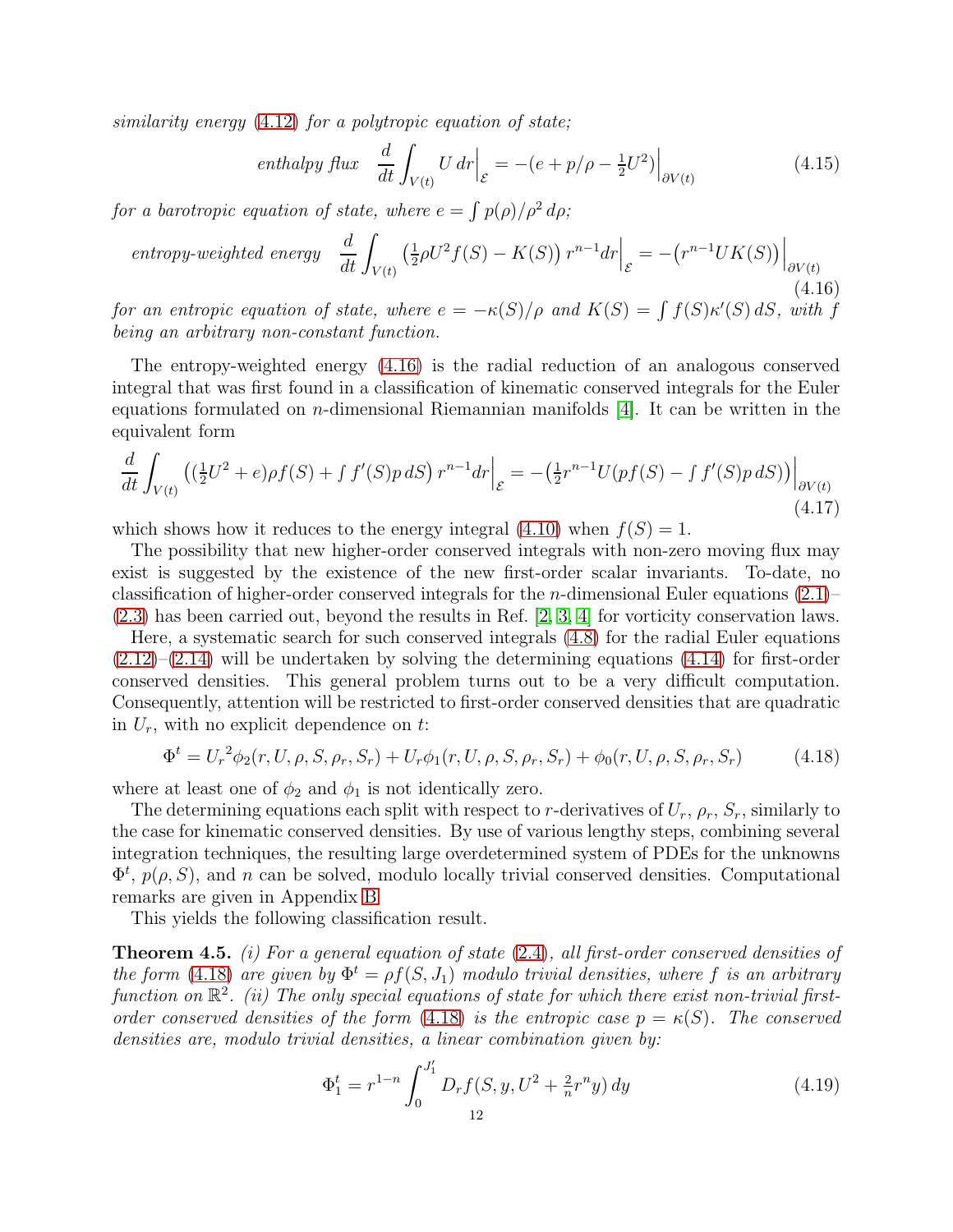*similarity energy* (4.12) *for a polytropic equation of state;*

$$\textit{enthalpy flux}\quad \frac{d}{dt}\int_{V(t)} U\,dr\Big|_{\mathcal{E}} = -(e + p/\rho - \tfrac{1}{2}U^2)\Big|_{\partial V(t)} \tag{4.15}$$

*for a barotropic equation of state, where* $e = \int p(\rho)/\rho^2\,d\rho$*;*

$$\textit{entropy-weighted energy}\quad \frac{d}{dt}\int_{V(t)} \big(\tfrac{1}{2}\rho U^2 f(S) - K(S)\big)\,r^{n-1}dr\Big|_{\mathcal{E}} = -\big(r^{n-1}UK(S)\big)\Big|_{\partial V(t)} \tag{4.16}$$

*for an entropic equation of state, where* $e = -\kappa(S)/\rho$ *and* $K(S) = \int f(S)\kappa'(S)\,dS$*, with* $f$ *being an arbitrary non-constant function.*

The entropy-weighted energy (4.16) is the radial reduction of an analogous conserved integral that was first found in a classification of kinematic conserved integrals for the Euler equations formulated on $n$-dimensional Riemannian manifolds [4]. It can be written in the equivalent form

$$\frac{d}{dt}\int_{V(t)} \big((\tfrac{1}{2}U^2 + e)\rho f(S) + \textstyle\int f'(S)p\,dS\big)\,r^{n-1}dr\Big|_{\mathcal{E}} = -\big(\tfrac{1}{2}r^{n-1}U(pf(S) - \textstyle\int f'(S)p\,dS)\big)\Big|_{\partial V(t)} \tag{4.17}$$

which shows how it reduces to the energy integral (4.10) when $f(S) = 1$.

The possibility that new higher-order conserved integrals with non-zero moving flux may exist is suggested by the existence of the new first-order scalar invariants. To-date, no classification of higher-order conserved integrals for the $n$-dimensional Euler equations (2.1)–(2.3) has been carried out, beyond the results in Ref. [2, 3, 4] for vorticity conservation laws.

Here, a systematic search for such conserved integrals (4.8) for the radial Euler equations (2.12)–(2.14) will be undertaken by solving the determining equations (4.14) for first-order conserved densities. This general problem turns out to be a very difficult computation. Consequently, attention will be restricted to first-order conserved densities that are quadratic in $U_r$, with no explicit dependence on $t$:

$$\Phi^t = {U_r}^2\phi_2(r, U, \rho, S, \rho_r, S_r) + U_r\phi_1(r, U, \rho, S, \rho_r, S_r) + \phi_0(r, U, \rho, S, \rho_r, S_r) \tag{4.18}$$

where at least one of $\phi_2$ and $\phi_1$ is not identically zero.

The determining equations each split with respect to $r$-derivatives of $U_r$, $\rho_r$, $S_r$, similarly to the case for kinematic conserved densities. By use of various lengthy steps, combining several integration techniques, the resulting large overdetermined system of PDEs for the unknowns $\Phi^t$, $p(\rho, S)$, and $n$ can be solved, modulo locally trivial conserved densities. Computational remarks are given in Appendix B.

This yields the following classification result.

**Theorem 4.5.** *(i) For a general equation of state* (2.4)*, all first-order conserved densities of the form* (4.18) *are given by* $\Phi^t = \rho f(S, J_1)$ *modulo trivial densities, where* $f$ *is an arbitrary function on* $\mathbb{R}^2$*. (ii) The only special equations of state for which there exist non-trivial first-order conserved densities of the form* (4.18) *is the entropic case* $p = \kappa(S)$*. The conserved densities are, modulo trivial densities, a linear combination given by:*

$$\Phi_1^t = r^{1-n}\int_0^{J_1'} D_r f(S, y, U^2 + \tfrac{2}{n}r^n y)\,dy \tag{4.19}$$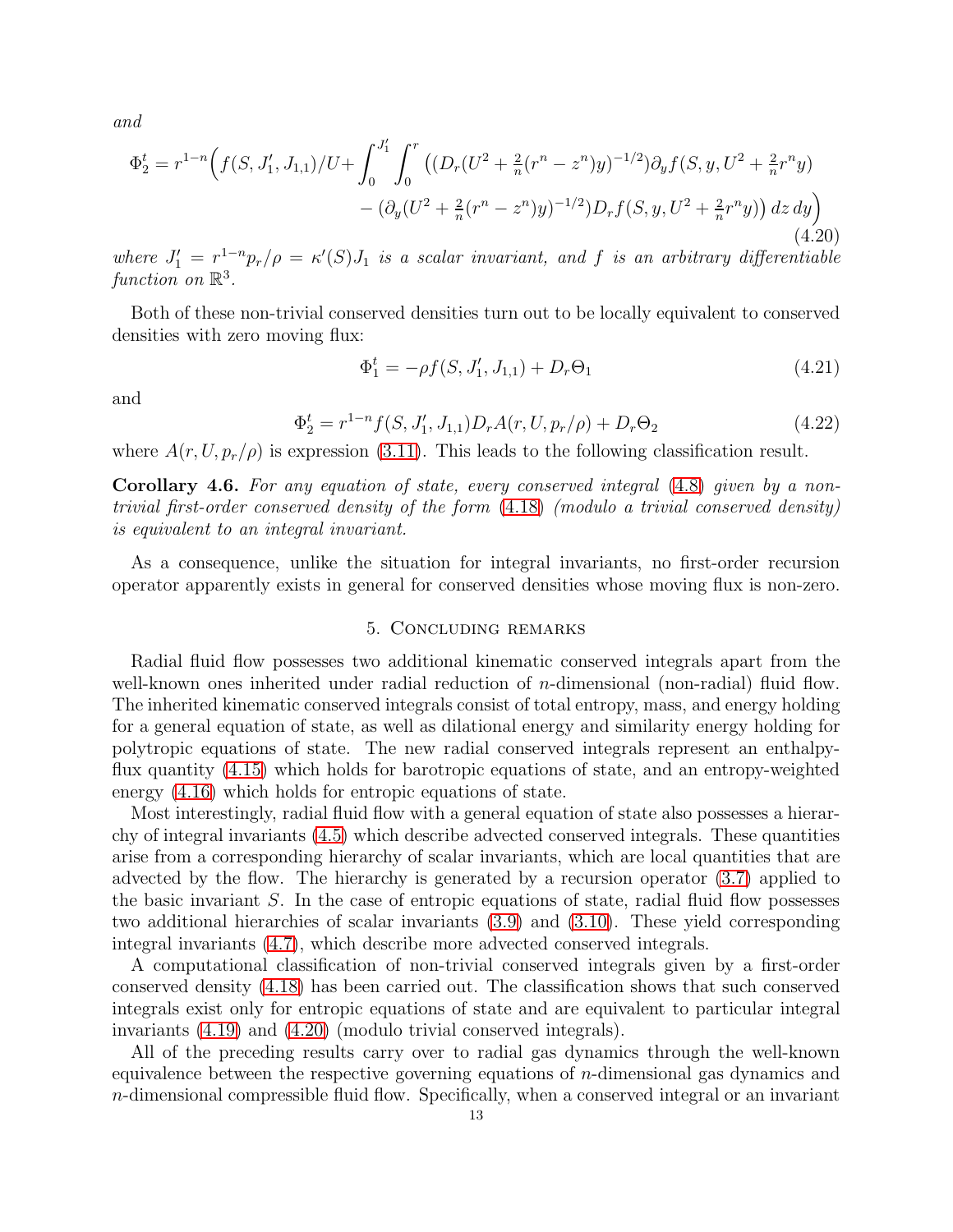*and*

$$
\begin{aligned}
\Phi_2^t = r^{1-n}\Big( f(S,J_1',J_{1,1})/U + \int_0^{J_1'}\int_0^r \big( (D_r(U^2+\tfrac{2}{n}(r^n-z^n)y)^{-1/2})\partial_y f(S,y,U^2+\tfrac{2}{n}r^n y) \\
- (\partial_y(U^2+\tfrac{2}{n}(r^n-z^n)y)^{-1/2}) D_r f(S,y,U^2+\tfrac{2}{n}r^n y)\big)\, dz\, dy\Big)
\end{aligned}
\tag{4.20}
$$

*where* $J_1' = r^{1-n}p_r/\rho = \kappa'(S)J_1$ *is a scalar invariant, and* $f$ *is an arbitrary differentiable function on* $\mathbb{R}^3$.

Both of these non-trivial conserved densities turn out to be locally equivalent to conserved densities with zero moving flux:

$$
\Phi_1^t = -\rho f(S,J_1',J_{1,1}) + D_r\Theta_1 \tag{4.21}
$$

and

$$
\Phi_2^t = r^{1-n} f(S,J_1',J_{1,1}) D_r A(r,U,p_r/\rho) + D_r\Theta_2 \tag{4.22}
$$

where $A(r,U,p_r/\rho)$ is expression (3.11). This leads to the following classification result.

**Corollary 4.6.** *For any equation of state, every conserved integral (4.8) given by a non-trivial first-order conserved density of the form (4.18) (modulo a trivial conserved density) is equivalent to an integral invariant.*

As a consequence, unlike the situation for integral invariants, no first-order recursion operator apparently exists in general for conserved densities whose moving flux is non-zero.

## 5. Concluding remarks

Radial fluid flow possesses two additional kinematic conserved integrals apart from the well-known ones inherited under radial reduction of $n$-dimensional (non-radial) fluid flow. The inherited kinematic conserved integrals consist of total entropy, mass, and energy holding for a general equation of state, as well as dilational energy and similarity energy holding for polytropic equations of state. The new radial conserved integrals represent an enthalpy-flux quantity (4.15) which holds for barotropic equations of state, and an entropy-weighted energy (4.16) which holds for entropic equations of state.

Most interestingly, radial fluid flow with a general equation of state also possesses a hierarchy of integral invariants (4.5) which describe advected conserved integrals. These quantities arise from a corresponding hierarchy of scalar invariants, which are local quantities that are advected by the flow. The hierarchy is generated by a recursion operator (3.7) applied to the basic invariant $S$. In the case of entropic equations of state, radial fluid flow possesses two additional hierarchies of scalar invariants (3.9) and (3.10). These yield corresponding integral invariants (4.7), which describe more advected conserved integrals.

A computational classification of non-trivial conserved integrals given by a first-order conserved density (4.18) has been carried out. The classification shows that such conserved integrals exist only for entropic equations of state and are equivalent to particular integral invariants (4.19) and (4.20) (modulo trivial conserved integrals).

All of the preceding results carry over to radial gas dynamics through the well-known equivalence between the respective governing equations of $n$-dimensional gas dynamics and $n$-dimensional compressible fluid flow. Specifically, when a conserved integral or an invariant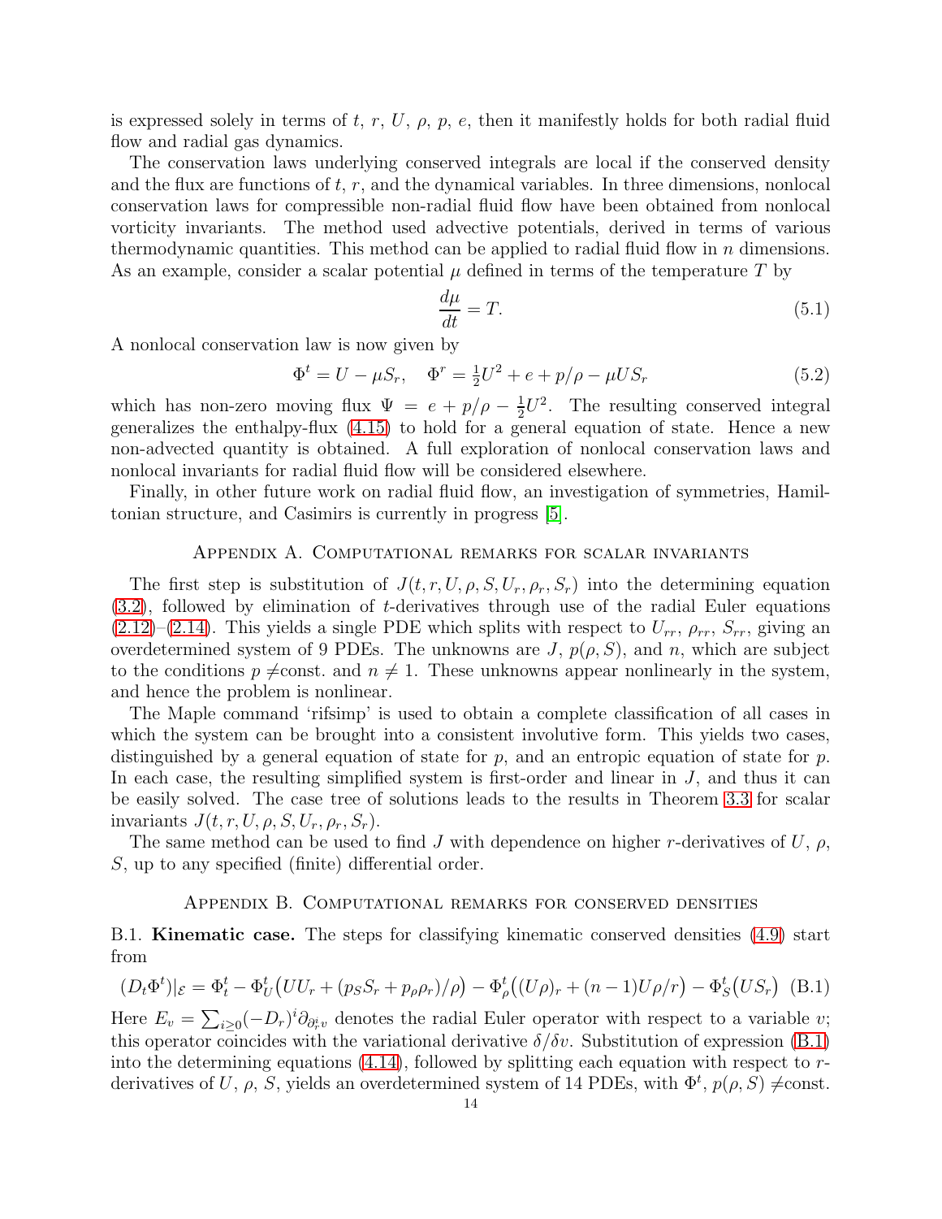is expressed solely in terms of $t$, $r$, $U$, $\rho$, $p$, $e$, then it manifestly holds for both radial fluid flow and radial gas dynamics.

The conservation laws underlying conserved integrals are local if the conserved density and the flux are functions of $t$, $r$, and the dynamical variables. In three dimensions, nonlocal conservation laws for compressible non-radial fluid flow have been obtained from nonlocal vorticity invariants. The method used advective potentials, derived in terms of various thermodynamic quantities. This method can be applied to radial fluid flow in $n$ dimensions. As an example, consider a scalar potential $\mu$ defined in terms of the temperature $T$ by

$$\frac{d\mu}{dt} = T. \tag{5.1}$$

A nonlocal conservation law is now given by

$$\Phi^t = U - \mu S_r, \quad \Phi^r = \tfrac{1}{2}U^2 + e + p/\rho - \mu U S_r \tag{5.2}$$

which has non-zero moving flux $\Psi = e + p/\rho - \frac{1}{2}U^2$. The resulting conserved integral generalizes the enthalpy-flux (4.15) to hold for a general equation of state. Hence a new non-advected quantity is obtained. A full exploration of nonlocal conservation laws and nonlocal invariants for radial fluid flow will be considered elsewhere.

Finally, in other future work on radial fluid flow, an investigation of symmetries, Hamiltonian structure, and Casimirs is currently in progress [5].

## Appendix A. Computational remarks for scalar invariants

The first step is substitution of $J(t, r, U, \rho, S, U_r, \rho_r, S_r)$ into the determining equation (3.2), followed by elimination of $t$-derivatives through use of the radial Euler equations (2.12)–(2.14). This yields a single PDE which splits with respect to $U_{rr}$, $\rho_{rr}$, $S_{rr}$, giving an overdetermined system of 9 PDEs. The unknowns are $J$, $p(\rho, S)$, and $n$, which are subject to the conditions $p \neq$const. and $n \neq 1$. These unknowns appear nonlinearly in the system, and hence the problem is nonlinear.

The Maple command 'rifsimp' is used to obtain a complete classification of all cases in which the system can be brought into a consistent involutive form. This yields two cases, distinguished by a general equation of state for $p$, and an entropic equation of state for $p$. In each case, the resulting simplified system is first-order and linear in $J$, and thus it can be easily solved. The case tree of solutions leads to the results in Theorem 3.3 for scalar invariants $J(t, r, U, \rho, S, U_r, \rho_r, S_r)$.

The same method can be used to find $J$ with dependence on higher $r$-derivatives of $U$, $\rho$, $S$, up to any specified (finite) differential order.

## Appendix B. Computational remarks for conserved densities

B.1. **Kinematic case.** The steps for classifying kinematic conserved densities (4.9) start from

$$(D_t\Phi^t)|_{\mathcal{E}} = \Phi^t_t - \Phi^t_U\big(UU_r + (p_S S_r + p_\rho \rho_r)/\rho\big) - \Phi^t_\rho\big((U\rho)_r + (n-1)U\rho/r\big) - \Phi^t_S\big(US_r\big) \tag{B.1}$$

Here $E_v = \sum_{i\geq 0}(-D_r)^i\partial_{\partial_r^i v}$ denotes the radial Euler operator with respect to a variable $v$; this operator coincides with the variational derivative $\delta/\delta v$. Substitution of expression (B.1) into the determining equations (4.14), followed by splitting each equation with respect to $r$-derivatives of $U$, $\rho$, $S$, yields an overdetermined system of 14 PDEs, with $\Phi^t$, $p(\rho, S) \neq$const.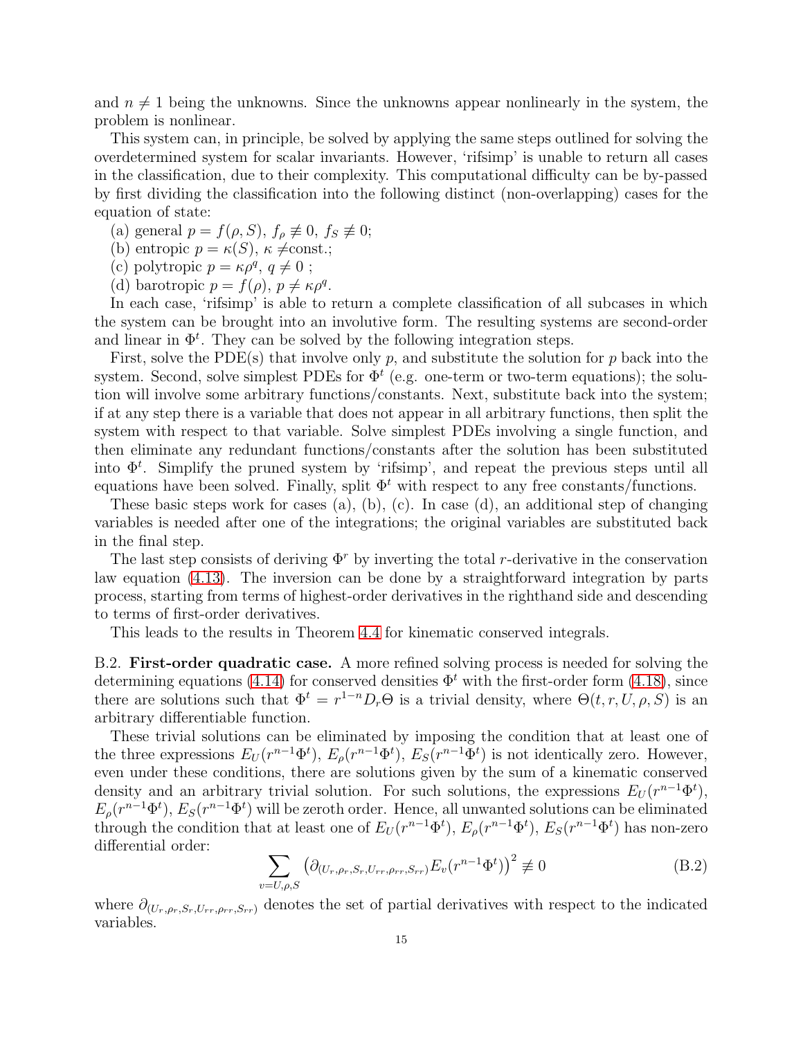and $n \neq 1$ being the unknowns. Since the unknowns appear nonlinearly in the system, the problem is nonlinear.

This system can, in principle, be solved by applying the same steps outlined for solving the overdetermined system for scalar invariants. However, 'rifsimp' is unable to return all cases in the classification, due to their complexity. This computational difficulty can be by-passed by first dividing the classification into the following distinct (non-overlapping) cases for the equation of state:

(a) general $p = f(\rho, S)$, $f_\rho \not\equiv 0$, $f_S \not\equiv 0$;
(b) entropic $p = \kappa(S)$, $\kappa \neq$const.;
(c) polytropic $p = \kappa\rho^q$, $q \neq 0$ ;
(d) barotropic $p = f(\rho)$, $p \neq \kappa\rho^q$.

In each case, 'rifsimp' is able to return a complete classification of all subcases in which the system can be brought into an involutive form. The resulting systems are second-order and linear in $\Phi^t$. They can be solved by the following integration steps.

First, solve the PDE(s) that involve only $p$, and substitute the solution for $p$ back into the system. Second, solve simplest PDEs for $\Phi^t$ (e.g. one-term or two-term equations); the solution will involve some arbitrary functions/constants. Next, substitute back into the system; if at any step there is a variable that does not appear in all arbitrary functions, then split the system with respect to that variable. Solve simplest PDEs involving a single function, and then eliminate any redundant functions/constants after the solution has been substituted into $\Phi^t$. Simplify the pruned system by 'rifsimp', and repeat the previous steps until all equations have been solved. Finally, split $\Phi^t$ with respect to any free constants/functions.

These basic steps work for cases (a), (b), (c). In case (d), an additional step of changing variables is needed after one of the integrations; the original variables are substituted back in the final step.

The last step consists of deriving $\Phi^r$ by inverting the total $r$-derivative in the conservation law equation (4.13). The inversion can be done by a straightforward integration by parts process, starting from terms of highest-order derivatives in the righthand side and descending to terms of first-order derivatives.

This leads to the results in Theorem 4.4 for kinematic conserved integrals.

B.2. **First-order quadratic case.** A more refined solving process is needed for solving the determining equations (4.14) for conserved densities $\Phi^t$ with the first-order form (4.18), since there are solutions such that $\Phi^t = r^{1-n}D_r\Theta$ is a trivial density, where $\Theta(t, r, U, \rho, S)$ is an arbitrary differentiable function.

These trivial solutions can be eliminated by imposing the condition that at least one of the three expressions $E_U(r^{n-1}\Phi^t)$, $E_\rho(r^{n-1}\Phi^t)$, $E_S(r^{n-1}\Phi^t)$ is not identically zero. However, even under these conditions, there are solutions given by the sum of a kinematic conserved density and an arbitrary trivial solution. For such solutions, the expressions $E_U(r^{n-1}\Phi^t)$, $E_\rho(r^{n-1}\Phi^t)$, $E_S(r^{n-1}\Phi^t)$ will be zeroth order. Hence, all unwanted solutions can be eliminated through the condition that at least one of $E_U(r^{n-1}\Phi^t)$, $E_\rho(r^{n-1}\Phi^t)$, $E_S(r^{n-1}\Phi^t)$ has non-zero differential order:

$$\sum_{v=U,\rho,S} \left(\partial_{(U_r,\rho_r,S_r,U_{rr},\rho_{rr},S_{rr})} E_v(r^{n-1}\Phi^t)\right)^2 \not\equiv 0 \tag{B.2}$$

where $\partial_{(U_r,\rho_r,S_r,U_{rr},\rho_{rr},S_{rr})}$ denotes the set of partial derivatives with respect to the indicated variables.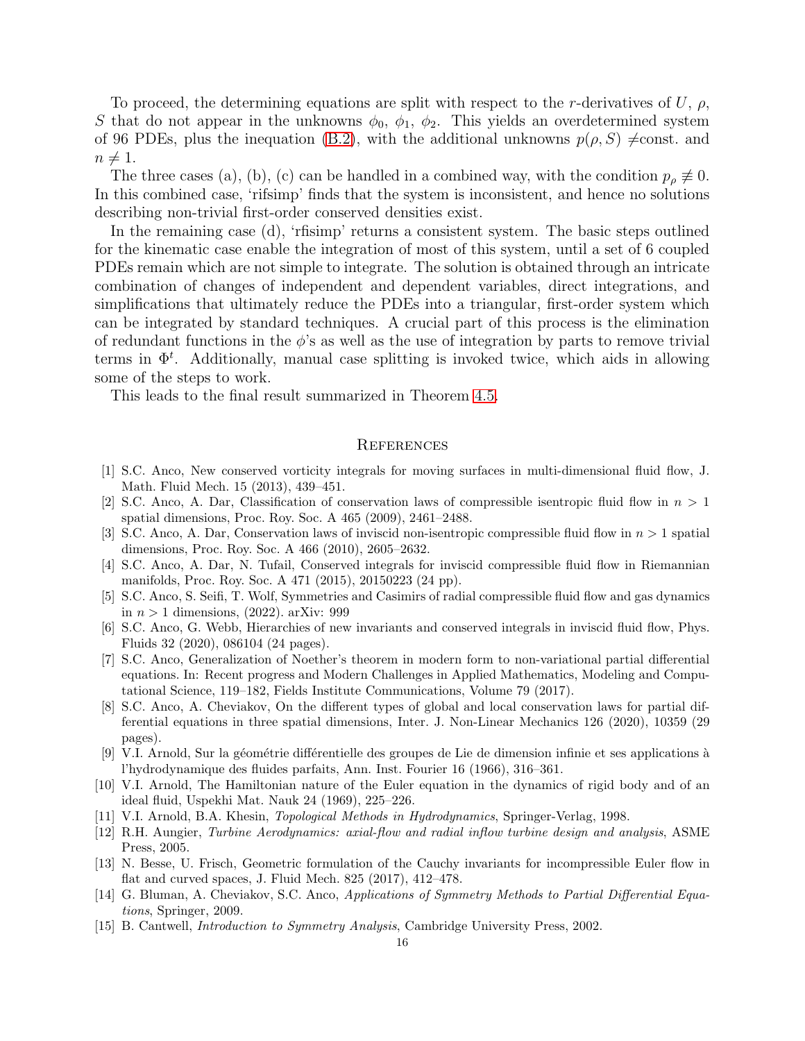To proceed, the determining equations are split with respect to the $r$-derivatives of $U$, $\rho$, $S$ that do not appear in the unknowns $\phi_0$, $\phi_1$, $\phi_2$. This yields an overdetermined system of 96 PDEs, plus the inequation (B.2), with the additional unknowns $p(\rho, S) \neq$const. and $n \neq 1$.

The three cases (a), (b), (c) can be handled in a combined way, with the condition $p_\rho \not\equiv 0$. In this combined case, 'rifsimp' finds that the system is inconsistent, and hence no solutions describing non-trivial first-order conserved densities exist.

In the remaining case (d), 'rfisimp' returns a consistent system. The basic steps outlined for the kinematic case enable the integration of most of this system, until a set of 6 coupled PDEs remain which are not simple to integrate. The solution is obtained through an intricate combination of changes of independent and dependent variables, direct integrations, and simplifications that ultimately reduce the PDEs into a triangular, first-order system which can be integrated by standard techniques. A crucial part of this process is the elimination of redundant functions in the $\phi$'s as well as the use of integration by parts to remove trivial terms in $\Phi^t$. Additionally, manual case splitting is invoked twice, which aids in allowing some of the steps to work.

This leads to the final result summarized in Theorem 4.5.

## References

[1] S.C. Anco, New conserved vorticity integrals for moving surfaces in multi-dimensional fluid flow, J. Math. Fluid Mech. 15 (2013), 439–451.

[2] S.C. Anco, A. Dar, Classification of conservation laws of compressible isentropic fluid flow in $n > 1$ spatial dimensions, Proc. Roy. Soc. A 465 (2009), 2461–2488.

[3] S.C. Anco, A. Dar, Conservation laws of inviscid non-isentropic compressible fluid flow in $n > 1$ spatial dimensions, Proc. Roy. Soc. A 466 (2010), 2605–2632.

[4] S.C. Anco, A. Dar, N. Tufail, Conserved integrals for inviscid compressible fluid flow in Riemannian manifolds, Proc. Roy. Soc. A 471 (2015), 20150223 (24 pp).

[5] S.C. Anco, S. Seifi, T. Wolf, Symmetries and Casimirs of radial compressible fluid flow and gas dynamics in $n > 1$ dimensions, (2022). arXiv: 999

[6] S.C. Anco, G. Webb, Hierarchies of new invariants and conserved integrals in inviscid fluid flow, Phys. Fluids 32 (2020), 086104 (24 pages).

[7] S.C. Anco, Generalization of Noether's theorem in modern form to non-variational partial differential equations. In: Recent progress and Modern Challenges in Applied Mathematics, Modeling and Computational Science, 119–182, Fields Institute Communications, Volume 79 (2017).

[8] S.C. Anco, A. Cheviakov, On the different types of global and local conservation laws for partial differential equations in three spatial dimensions, Inter. J. Non-Linear Mechanics 126 (2020), 10359 (29 pages).

[9] V.I. Arnold, Sur la géométrie différentielle des groupes de Lie de dimension infinie et ses applications à l'hydrodynamique des fluides parfaits, Ann. Inst. Fourier 16 (1966), 316–361.

[10] V.I. Arnold, The Hamiltonian nature of the Euler equation in the dynamics of rigid body and of an ideal fluid, Uspekhi Mat. Nauk 24 (1969), 225–226.

[11] V.I. Arnold, B.A. Khesin, *Topological Methods in Hydrodynamics*, Springer-Verlag, 1998.

[12] R.H. Aungier, *Turbine Aerodynamics: axial-flow and radial inflow turbine design and analysis*, ASME Press, 2005.

[13] N. Besse, U. Frisch, Geometric formulation of the Cauchy invariants for incompressible Euler flow in flat and curved spaces, J. Fluid Mech. 825 (2017), 412–478.

[14] G. Bluman, A. Cheviakov, S.C. Anco, *Applications of Symmetry Methods to Partial Differential Equations*, Springer, 2009.

[15] B. Cantwell, *Introduction to Symmetry Analysis*, Cambridge University Press, 2002.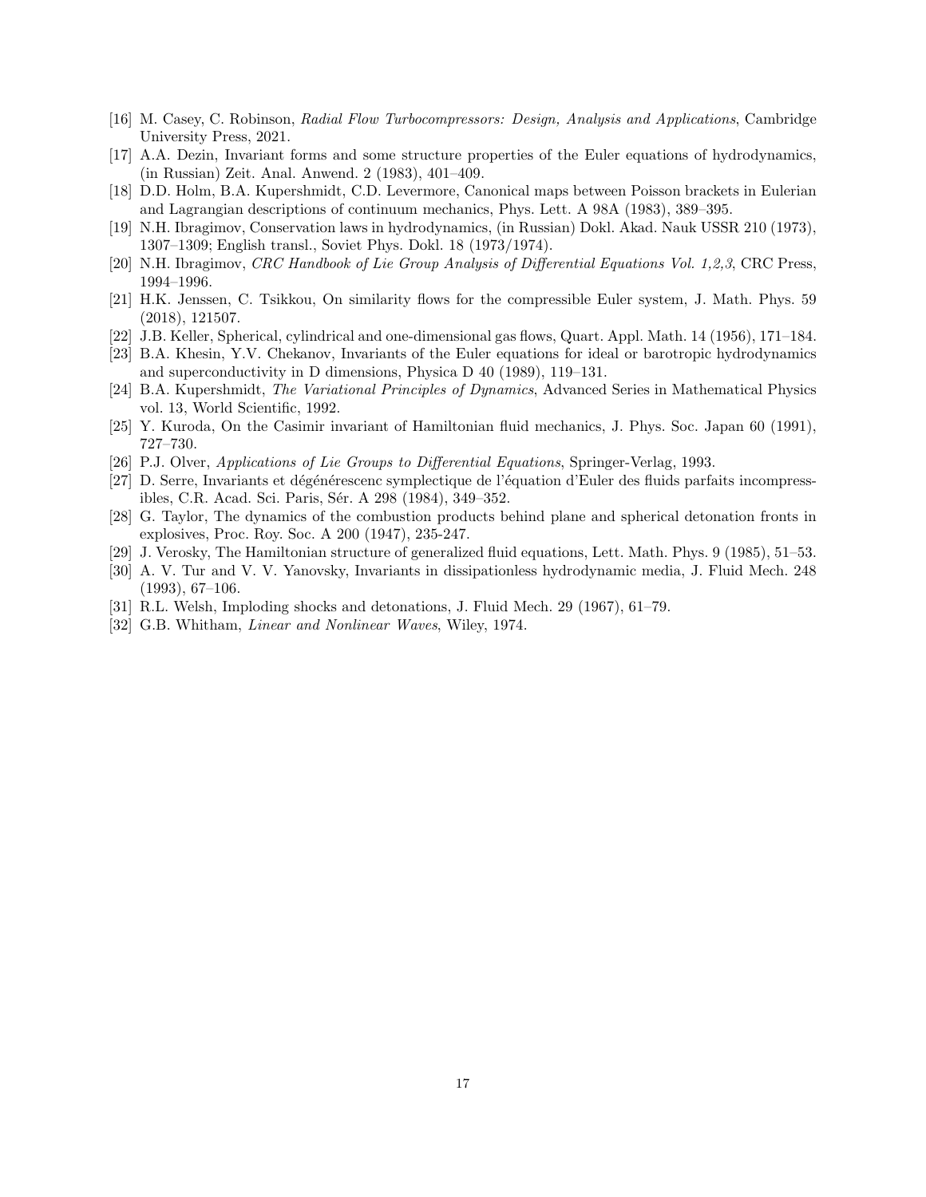[16] M. Casey, C. Robinson, *Radial Flow Turbocompressors: Design, Analysis and Applications*, Cambridge University Press, 2021.

[17] A.A. Dezin, Invariant forms and some structure properties of the Euler equations of hydrodynamics, (in Russian) Zeit. Anal. Anwend. 2 (1983), 401–409.

[18] D.D. Holm, B.A. Kupershmidt, C.D. Levermore, Canonical maps between Poisson brackets in Eulerian and Lagrangian descriptions of continuum mechanics, Phys. Lett. A 98A (1983), 389–395.

[19] N.H. Ibragimov, Conservation laws in hydrodynamics, (in Russian) Dokl. Akad. Nauk USSR 210 (1973), 1307–1309; English transl., Soviet Phys. Dokl. 18 (1973/1974).

[20] N.H. Ibragimov, *CRC Handbook of Lie Group Analysis of Differential Equations Vol. 1,2,3*, CRC Press, 1994–1996.

[21] H.K. Jenssen, C. Tsikkou, On similarity flows for the compressible Euler system, J. Math. Phys. 59 (2018), 121507.

[22] J.B. Keller, Spherical, cylindrical and one-dimensional gas flows, Quart. Appl. Math. 14 (1956), 171–184.

[23] B.A. Khesin, Y.V. Chekanov, Invariants of the Euler equations for ideal or barotropic hydrodynamics and superconductivity in D dimensions, Physica D 40 (1989), 119–131.

[24] B.A. Kupershmidt, *The Variational Principles of Dynamics*, Advanced Series in Mathematical Physics vol. 13, World Scientific, 1992.

[25] Y. Kuroda, On the Casimir invariant of Hamiltonian fluid mechanics, J. Phys. Soc. Japan 60 (1991), 727–730.

[26] P.J. Olver, *Applications of Lie Groups to Differential Equations*, Springer-Verlag, 1993.

[27] D. Serre, Invariants et dégénérescenc symplectique de l'équation d'Euler des fluids parfaits incompressibles, C.R. Acad. Sci. Paris, Sér. A 298 (1984), 349–352.

[28] G. Taylor, The dynamics of the combustion products behind plane and spherical detonation fronts in explosives, Proc. Roy. Soc. A 200 (1947), 235-247.

[29] J. Verosky, The Hamiltonian structure of generalized fluid equations, Lett. Math. Phys. 9 (1985), 51–53.

[30] A. V. Tur and V. V. Yanovsky, Invariants in dissipationless hydrodynamic media, J. Fluid Mech. 248 (1993), 67–106.

[31] R.L. Welsh, Imploding shocks and detonations, J. Fluid Mech. 29 (1967), 61–79.

[32] G.B. Whitham, *Linear and Nonlinear Waves*, Wiley, 1974.